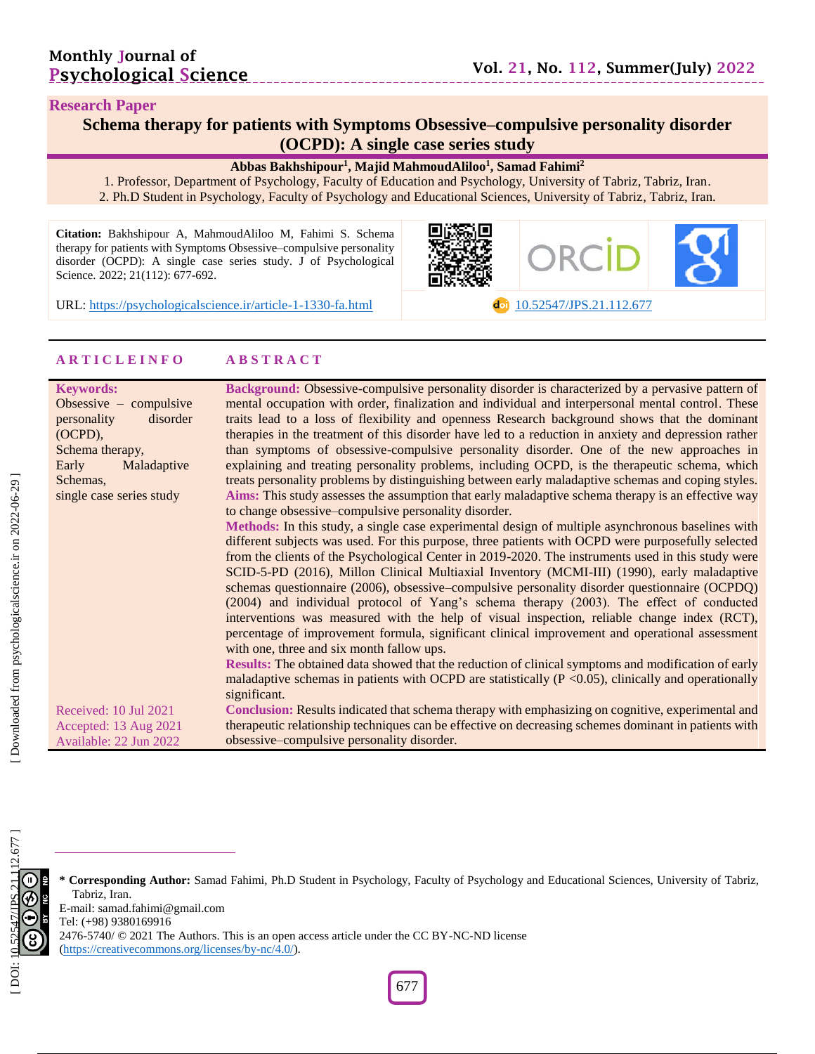Research Paper

# Schema therapy for patients with Symptoms Obsessive–compulsive personality disorder (OCPD): A single case series study

**Abbas Bakhshipour[1], Majid MahmoudAliloo[1], Samad Fahimi[2]**

1. Professor, Department of Psychology, Faculty of Education and Psychology, University of Tabriz, Tabriz, Iran.
2. Ph.D Student in Psychology, Faculty of Psychology and Educational Sciences, University of Tabriz, Tabriz, Iran.

**Citation:** Bakhshipour A, MahmoudAliloo M, Fahimi S. Schema therapy for patients with Symptoms Obsessive–compulsive personality disorder (OCPD): A single case series study. J of Psychological Science. 2022; 21(112): 677-692.

URL: https://psychologicalscience.ir/article-1-1330-fa.html

10.52547/JPS.21.112.677

## ARTICLE INFO

**Keywords:**
Obsessive – compulsive personality disorder (OCPD),
Schema therapy,
Early Maladaptive Schemas,
single case series study

Received: 10 Jul 2021
Accepted: 13 Aug 2021
Available: 22 Jun 2022

## ABSTRACT

**Background:** Obsessive-compulsive personality disorder is characterized by a pervasive pattern of mental occupation with order, finalization and individual and interpersonal mental control. These traits lead to a loss of flexibility and openness Research background shows that the dominant therapies in the treatment of this disorder have led to a reduction in anxiety and depression rather than symptoms of obsessive-compulsive personality disorder. One of the new approaches in explaining and treating personality problems, including OCPD, is the therapeutic schema, which treats personality problems by distinguishing between early maladaptive schemas and coping styles.

**Aims:** This study assesses the assumption that early maladaptive schema therapy is an effective way to change obsessive–compulsive personality disorder.

**Methods:** In this study, a single case experimental design of multiple asynchronous baselines with different subjects was used. For this purpose, three patients with OCPD were purposefully selected from the clients of the Psychological Center in 2019-2020. The instruments used in this study were SCID-5-PD (2016), Millon Clinical Multiaxial Inventory (MCMI-III) (1990), early maladaptive schemas questionnaire (2006), obsessive–compulsive personality disorder questionnaire (OCPDQ) (2004) and individual protocol of Yang's schema therapy (2003). The effect of conducted interventions was measured with the help of visual inspection, reliable change index (RCT), percentage of improvement formula, significant clinical improvement and operational assessment with one, three and six month fallow ups.

**Results:** The obtained data showed that the reduction of clinical symptoms and modification of early maladaptive schemas in patients with OCPD are statistically ($P < 0.05$), clinically and operationally significant.

**Conclusion:** Results indicated that schema therapy with emphasizing on cognitive, experimental and therapeutic relationship techniques can be effective on decreasing schemes dominant in patients with obsessive–compulsive personality disorder.

---

**\* Corresponding Author:** Samad Fahimi, Ph.D Student in Psychology, Faculty of Psychology and Educational Sciences, University of Tabriz, Tabriz, Iran.
E-mail: samad.fahimi@gmail.com
Tel: (+98) 9380169916
2476-5740/ © 2021 The Authors. This is an open access article under the CC BY-NC-ND license (https://creativecommons.org/licenses/by-nc/4.0/).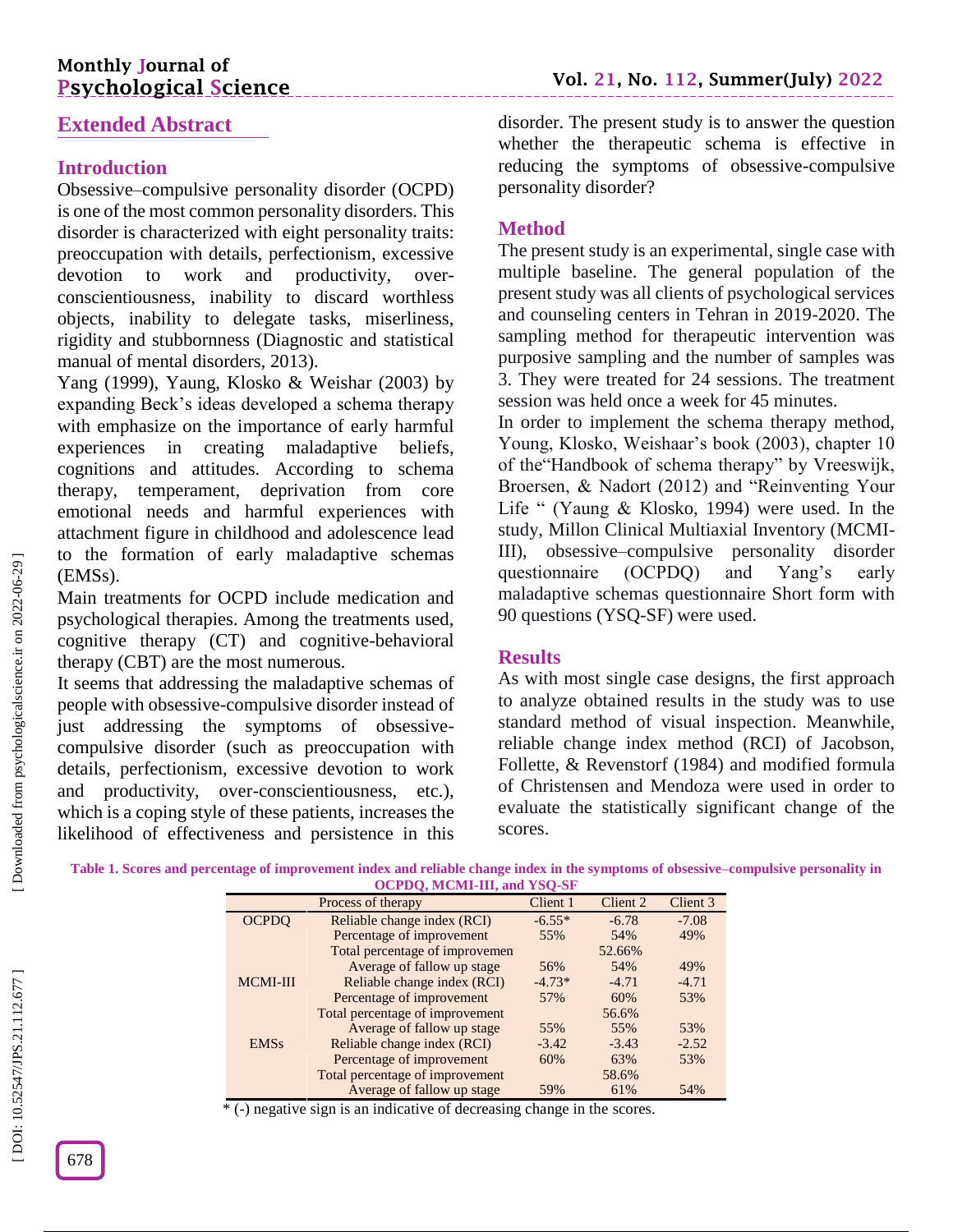## Extended Abstract

### Introduction

Obsessive–compulsive personality disorder (OCPD) is one of the most common personality disorders. This disorder is characterized with eight personality traits: preoccupation with details, perfectionism, excessive devotion to work and productivity, over-conscientiousness, inability to discard worthless objects, inability to delegate tasks, miserliness, rigidity and stubbornness (Diagnostic and statistical manual of mental disorders, 2013).

Yang (1999), Yaung, Klosko & Weishar (2003) by expanding Beck's ideas developed a schema therapy with emphasize on the importance of early harmful experiences in creating maladaptive beliefs, cognitions and attitudes. According to schema therapy, temperament, deprivation from core emotional needs and harmful experiences with attachment figure in childhood and adolescence lead to the formation of early maladaptive schemas (EMSs).

Main treatments for OCPD include medication and psychological therapies. Among the treatments used, cognitive therapy (CT) and cognitive-behavioral therapy (CBT) are the most numerous.

It seems that addressing the maladaptive schemas of people with obsessive-compulsive disorder instead of just addressing the symptoms of obsessive-compulsive disorder (such as preoccupation with details, perfectionism, excessive devotion to work and productivity, over-conscientiousness, etc.), which is a coping style of these patients, increases the likelihood of effectiveness and persistence in this disorder. The present study is to answer the question whether the therapeutic schema is effective in reducing the symptoms of obsessive-compulsive personality disorder?

### Method

The present study is an experimental, single case with multiple baseline. The general population of the present study was all clients of psychological services and counseling centers in Tehran in 2019-2020. The sampling method for therapeutic intervention was purposive sampling and the number of samples was 3. They were treated for 24 sessions. The treatment session was held once a week for 45 minutes.

In order to implement the schema therapy method, Young, Klosko, Weishaar's book (2003), chapter 10 of the"Handbook of schema therapy" by Vreeswijk, Broersen, & Nadort (2012) and "Reinventing Your Life " (Yaung & Klosko, 1994) were used. In the study, Millon Clinical Multiaxial Inventory (MCMI-III), obsessive–compulsive personality disorder questionnaire (OCPDQ) and Yang's early maladaptive schemas questionnaire Short form with 90 questions (YSQ-SF) were used.

### Results

As with most single case designs, the first approach to analyze obtained results in the study was to use standard method of visual inspection. Meanwhile, reliable change index method (RCI) of Jacobson, Follette, & Revenstorf (1984) and modified formula of Christensen and Mendoza were used in order to evaluate the statistically significant change of the scores.

**Table 1. Scores and percentage of improvement index and reliable change index in the symptoms of obsessive–compulsive personality in OCPDQ, MCMI-III, and YSQ-SF**

| | Process of therapy | Client 1 | Client 2 | Client 3 |
|---|---|---|---|---|
| OCPDQ | Reliable change index (RCI) | -6.55* | -6.78 | -7.08 |
| | Percentage of improvement | 55% | 54% | 49% |
| | Total percentage of improvemen | | 52.66% | |
| | Average of fallow up stage | 56% | 54% | 49% |
| MCMI-III | Reliable change index (RCI) | -4.73* | -4.71 | -4.71 |
| | Percentage of improvement | 57% | 60% | 53% |
| | Total percentage of improvement | | 56.6% | |
| | Average of fallow up stage | 55% | 55% | 53% |
| EMSs | Reliable change index (RCI) | -3.42 | -3.43 | -2.52 |
| | Percentage of improvement | 60% | 63% | 53% |
| | Total percentage of improvement | | 58.6% | |
| | Average of fallow up stage | 59% | 61% | 54% |

* (-) negative sign is an indicative of decreasing change in the scores.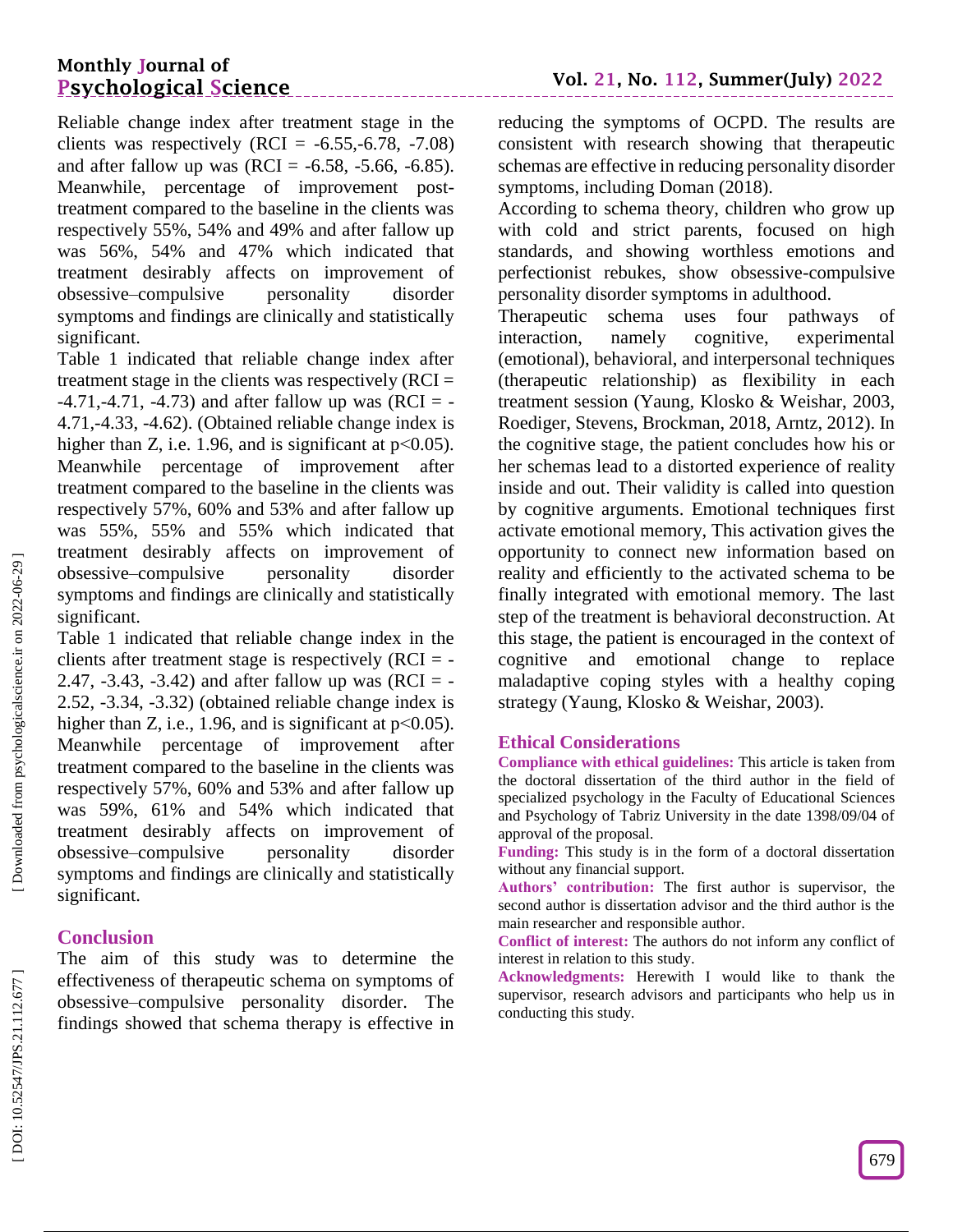Reliable change index after treatment stage in the clients was respectively (RCI = -6.55,-6.78, -7.08) and after fallow up was (RCI = -6.58, -5.66, -6.85). Meanwhile, percentage of improvement post-treatment compared to the baseline in the clients was respectively 55%, 54% and 49% and after fallow up was 56%, 54% and 47% which indicated that treatment desirably affects on improvement of obsessive–compulsive personality disorder symptoms and findings are clinically and statistically significant.

Table 1 indicated that reliable change index after treatment stage in the clients was respectively (RCI = -4.71,-4.71, -4.73) and after fallow up was (RCI = -4.71,-4.33, -4.62). (Obtained reliable change index is higher than Z, i.e. 1.96, and is significant at $p<0.05$). Meanwhile percentage of improvement after treatment compared to the baseline in the clients was respectively 57%, 60% and 53% and after fallow up was 55%, 55% and 55% which indicated that treatment desirably affects on improvement of obsessive–compulsive personality disorder symptoms and findings are clinically and statistically significant.

Table 1 indicated that reliable change index in the clients after treatment stage is respectively (RCI = -2.47, -3.43, -3.42) and after fallow up was (RCI = -2.52, -3.34, -3.32) (obtained reliable change index is higher than Z, i.e., 1.96, and is significant at $p<0.05$). Meanwhile percentage of improvement after treatment compared to the baseline in the clients was respectively 57%, 60% and 53% and after fallow up was 59%, 61% and 54% which indicated that treatment desirably affects on improvement of obsessive–compulsive personality disorder symptoms and findings are clinically and statistically significant.

## Conclusion

The aim of this study was to determine the effectiveness of therapeutic schema on symptoms of obsessive–compulsive personality disorder. The findings showed that schema therapy is effective in reducing the symptoms of OCPD. The results are consistent with research showing that therapeutic schemas are effective in reducing personality disorder symptoms, including Doman (2018).

According to schema theory, children who grow up with cold and strict parents, focused on high standards, and showing worthless emotions and perfectionist rebukes, show obsessive-compulsive personality disorder symptoms in adulthood.

Therapeutic schema uses four pathways of interaction, namely cognitive, experimental (emotional), behavioral, and interpersonal techniques (therapeutic relationship) as flexibility in each treatment session (Yaung, Klosko & Weishar, 2003, Roediger, Stevens, Brockman, 2018, Arntz, 2012). In the cognitive stage, the patient concludes how his or her schemas lead to a distorted experience of reality inside and out. Their validity is called into question by cognitive arguments. Emotional techniques first activate emotional memory, This activation gives the opportunity to connect new information based on reality and efficiently to the activated schema to be finally integrated with emotional memory. The last step of the treatment is behavioral deconstruction. At this stage, the patient is encouraged in the context of cognitive and emotional change to replace maladaptive coping styles with a healthy coping strategy (Yaung, Klosko & Weishar, 2003).

## Ethical Considerations

**Compliance with ethical guidelines:** This article is taken from the doctoral dissertation of the third author in the field of specialized psychology in the Faculty of Educational Sciences and Psychology of Tabriz University in the date 1398/09/04 of approval of the proposal.

**Funding:** This study is in the form of a doctoral dissertation without any financial support.

**Authors' contribution:** The first author is supervisor, the second author is dissertation advisor and the third author is the main researcher and responsible author.

**Conflict of interest:** The authors do not inform any conflict of interest in relation to this study.

**Acknowledgments:** Herewith I would like to thank the supervisor, research advisors and participants who help us in conducting this study.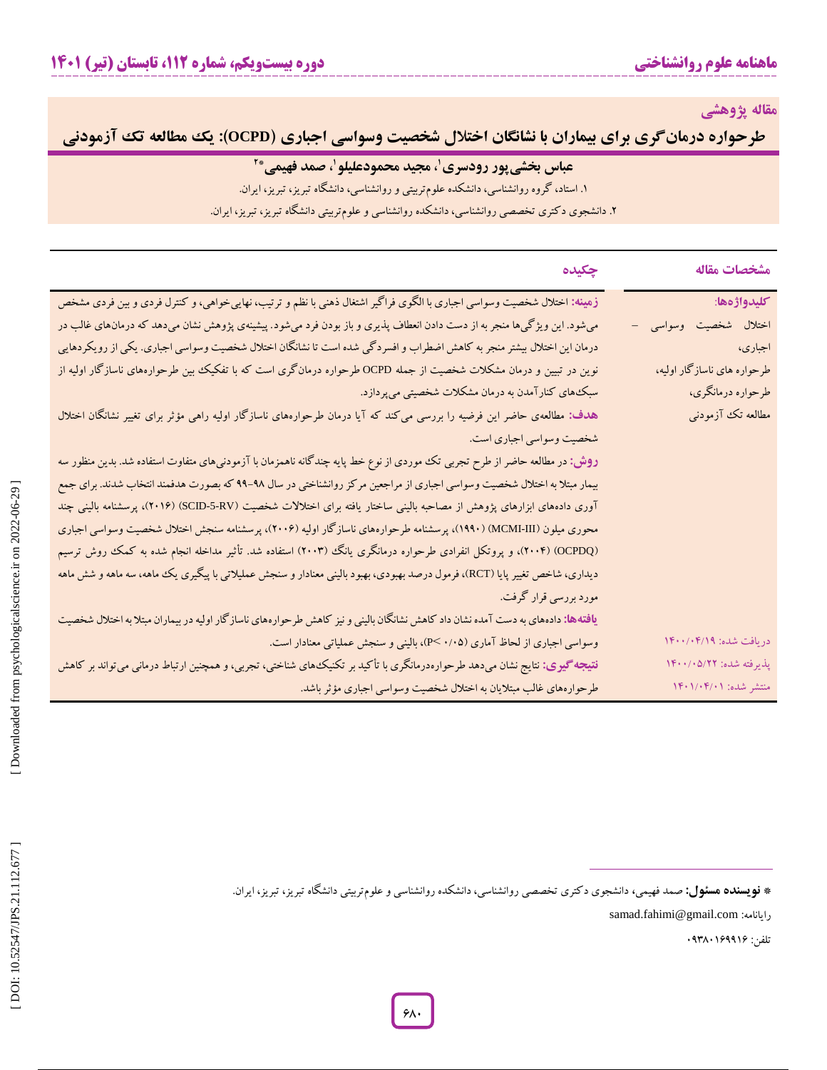مقاله پژوهشی

# طرحواره درمان‌گری برای بیماران با نشانگان اختلال شخصیت وسواسی اجباری (OCPD): یک مطالعه تک آزمودنی

**عباس بخشی‌پور رودسری[1]، مجید محمودعلیلو[1]، صمد فهیمی[2*]**

۱. استاد، گروه روانشناسی، دانشکده علوم‌تربیتی و روانشناسی، دانشگاه تبریز، تبریز، ایران.

۲. دانشجوی دکتری تخصصی روانشناسی، دانشکده روانشناسی و علوم‌تربیتی دانشگاه تبریز، تبریز، ایران.

## مشخصات مقاله

**کلیدواژه‌ها:**

اختلال شخصیت وسواسی – اجباری،

طرحواره های ناسازگار اولیه،

طرحواره درمانگری،

مطالعه تک آزمودنی

دریافت شده: ۱۴۰۰/۰۴/۱۹

پذیرفته شده: ۱۴۰۰/۰۵/۲۲

منتشر شده: ۱۴۰۱/۰۴/۰۱

## چکیده

**زمینه:** اختلال شخصیت وسواسی اجباری با الگوی فراگیر اشتغال ذهنی با نظم و ترتیب، نهایی‌خواهی، و کنترل فردی و بین فردی مشخص می‌شود. این ویژگی‌ها منجر به از دست دادن انعطاف پذیری و باز بودن فرد می‌شود. پیشینه‌ی پژوهش نشان می‌دهد که درمان‌های غالب در درمان این اختلال بیشتر منجر به کاهش اضطراب و افسردگی شده است تا نشانگان اختلال شخصیت وسواسی اجباری. یکی از رویکردهایی نوین در تبیین و درمان مشکلات شخصیت از جمله OCPD طرحواره درمانگری است که با تفکیک بین طرحواره‌های ناسازگار اولیه از سبک‌های کنارآمدن به درمان مشکلات شخصیتی می‌پردازد.

**هدف:** مطالعه‌ی حاضر این فرضیه را بررسی می‌کند که آیا درمان طرحواره‌های ناسازگار اولیه راهی مؤثر برای تغییر نشانگان اختلال شخصیت وسواسی اجباری است.

**روش:** در مطالعه حاضر از طرح تجربی تک موردی از نوع خط پایه چندگانه ناهمزمان با آزمودنی‌های متفاوت استفاده شد. بدین منظور سه بیمار مبتلا به اختلال شخصیت وسواسی اجباری از مراجعین مرکز روانشناختی در سال ۹۸-۹۹ که بصورت هدفمند انتخاب شدند. برای جمع آوری داده‌های ابزارهای پژوهش از مصاحبه بالینی ساختار یافته برای اختلالات شخصیت (SCID-5-RV) (۲۰۱۶)، پرسشنامه بالینی چند محوری میلون (MCMI-III) (۱۹۹۰)، پرسشنامه طرحواره‌های ناسازگار اولیه (۲۰۰۶)، پرسشنامه سنجش اختلال شخصیت وسواسی اجباری (OCPDQ) (۲۰۰۴)، و پروتکل انفرادی طرحواره درمانگری یانگ (۲۰۰۳) استفاده شد. تأثیر مداخله انجام شده به کمک روش ترسیم دیداری، شاخص تغییر پایا (RCT)، فرمول درصد بهبودی، بهبود بالینی معنادار و سنجش عملیاتی با پیگیری یک ماهه، سه ماهه و شش ماهه مورد بررسی قرار گرفت.

**یافته‌ها:** داده‌های به دست آمده نشان داد کاهش نشانگان بالینی و نیز کاهش طرحواره‌های ناسازگار اولیه در بیماران مبتلا به اختلال شخصیت وسواسی اجباری از لحاظ آماری ($P<۰/۰۵$)، بالینی و سنجش عملیاتی معنادار است.

**نتیجه‌گیری:** نتایج نشان می‌دهد طرحواره‌درمانگری با تأکید بر تکنیک‌های شناختی، تجربی، و همچنین ارتباط درمانی می‌تواند بر کاهش طرحواره‌های غالب مبتلایان به اختلال شخصیت وسواسی اجباری مؤثر باشد.

---

* **نویسنده مسئول:** صمد فهیمی، دانشجوی دکتری تخصصی روانشناسی، دانشکده روانشناسی و علوم‌تربیتی دانشگاه تبریز، تبریز، ایران.

رایانامه: samad.fahimi@gmail.com

تلفن: ۰۹۳۸۰۱۶۹۹۱۶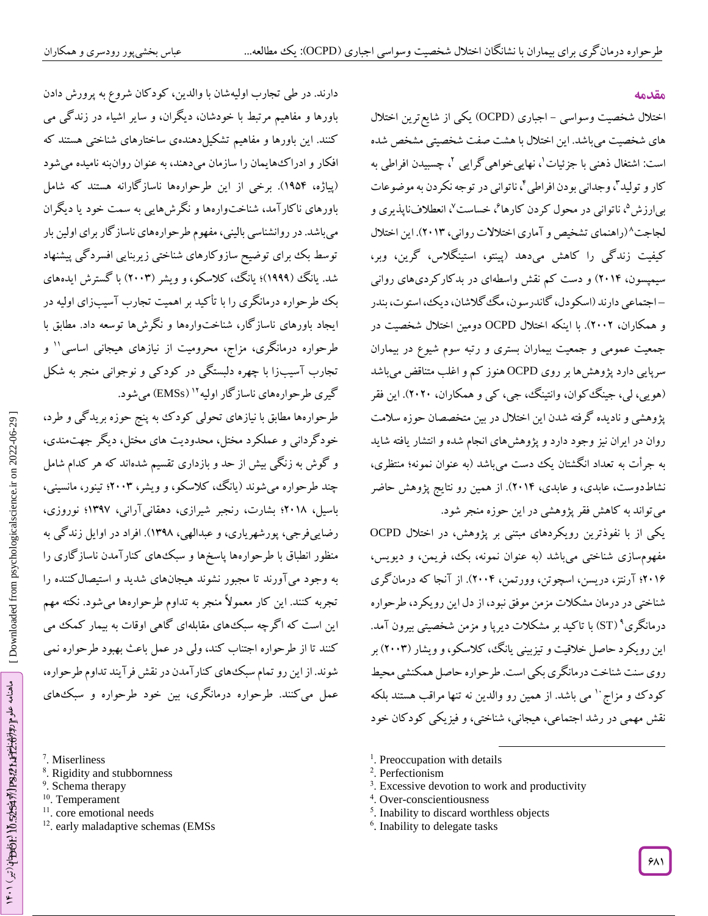## مقدمه

اختلال شخصیت وسواسی – اجباری (OCPD) یکی از شایع‌ترین اختلال های شخصیت می‌باشد. این اختلال با هشت صفت شخصیتی مشخص شده است: اشتغال ذهنی با جزئیات[1]، نهایی‌خواهی گرایی[2]، چسبیدن افراطی به کار و تولید[3]، وجدانی بودن افراطی[4]، ناتوانی در توجه نکردن به موضوعات بی‌ارزش[5]، ناتوانی در محول کردن کارها[6]، خساست[7]، انعطاف‌ناپذیری و لجاجت[8] (راهنمای تشخیص و آماری اختلالات روانی، ۲۰۱۳). این اختلال کیفیت زندگی را کاهش می‌دهد (پینتو، استینگلاس، گرین، وبر، سیمپسون، ۲۰۱۴) و دست کم نقش واسطه‌ای در بدکارکردی‌های روانی – اجتماعی دارند (اسکودل، گاندرسون، مگ‌گلاشان، دیک، استوت، بندر و همکاران، ۲۰۰۲). با اینکه اختلال OCPD دومین اختلال شخصیت در جمعیت عمومی و جمعیت بیماران بستری و رتبه سوم شیوع در بیماران سرپایی دارد پژوهش‌ها بر روی OCPD هنوز کم و اغلب متناقض می‌باشد (هویی، لی، جینگ‌کوان، وانتینگ، جی، کی و همکاران، ۲۰۲۰). این فقر پژوهشی و نادیده گرفته شدن این اختلال در بین متخصصان حوزه سلامت روان در ایران نیز وجود دارد و پژوهش‌های انجام شده و انتشار یافته شاید به جرأت به تعداد انگشتان یک دست می‌باشد (به عنوان نمونه؛ منتظری، نشاط‌دوست، عابدی، و عابدی، ۲۰۱۴). از همین رو نتایج پژوهش حاضر می‌تواند به کاهش فقر پژوهشی در این حوزه منجر شود.

یکی از با نفوذترین رویکردهای مبتنی بر پژوهش، در اختلال OCPD مفهوم‌سازی شناختی می‌باشد (به عنوان نمونه، بک، فریمن، و دیویس، ۲۰۱۶؛ آرنتز، دریسن، اسچوتن، وورتمن، ۲۰۰۴). از آنجا که درمانگری شناختی در درمان مشکلات مزمن موفق نبود، از دل این رویکرد، طرحواره درمانگری[9] (ST) با تاکید بر مشکلات دیرپا و مزمن شخصیتی بیرون آمد. این رویکرد حاصل خلاقیت و تیزبینی یانگ، کلاسکو، و ویشار (۲۰۰۳) بر روی سنت شناخت درمانگری بکی است. طرحواره حاصل همکنشی محیط کودک و مزاج[10] می باشد. از همین رو والدین نه تنها مراقب هستند بلکه نقش مهمی در رشد اجتماعی، هیجانی، شناختی، و فیزیکی کودکان خود دارند. در طی تجارب اولیه‌شان با والدین، کودکان شروع به پرورش دادن باورها و مفاهیم مرتبط با خودشان، دیگران، و سایر اشیاء در زندگی می کنند. این باورها و مفاهیم تشکیل‌دهنده‌ی ساختارهای شناختی هستند که افکار و ادراک‌هایمان را سازمان می‌دهند، به عنوان روان‌بنه نامیده می‌شود (پیاژه، ۱۹۵۴). برخی از این طرحواره‌ها ناسازگارانه هستند که شامل باورهای ناکارآمد، شناخت‌واره‌ها و نگرش‌هایی به سمت خود یا دیگران می‌باشد. در روانشناسی بالینی، مفهوم طرحواره‌های ناسازگار برای اولین بار توسط بک برای توضیح سازوکارهای شناختی زیربنایی افسردگی پیشنهاد شد. یانگ (۱۹۹۹)؛ یانگ، کلاسکو، و ویشر (۲۰۰۳) با گسترش ایده‌های بک طرحواره درمانگری را با تأکید بر اهمیت تجارب آسیب‌زای اولیه در ایجاد باورهای ناسازگار، شناخت‌واره‌ها و نگرش‌ها توسعه داد. مطابق با طرحواره درمانگری، مزاج، محرومیت از نیازهای هیجانی اساسی[11] و تجارب آسیب‌زا با چهره دلبستگی در کودکی و نوجوانی منجر به شکل گیری طرحواره‌های ناسازگار اولیه[12] (EMSs) می‌شود.

طرحواره‌ها مطابق با نیازهای تحولی کودک به پنج حوزه بریدگی و طرد، خودگردانی و عملکرد مختل، محدودیت های مختل، دیگر جهت‌مندی، و گوش به زنگی بیش از حد و بازداری تقسیم شده‌اند که هر کدام شامل چند طرحواره می‌شوند (یانگ، کلاسکو، و ویشر، ۲۰۰۳؛ تینور، مانسینی، باسیل، ۲۰۱۸؛ بشارت، رنجبر شیرازی، دهقانی‌آرانی، ۱۳۹۷؛ نوروزی، رضایی‌فرجی، پورشهریاری، و عبدالهی، ۱۳۹۸). افراد در اوایل زندگی به منظور انطباق با طرحواره‌ها پاسخ‌ها و سبک‌های کنارآمدن ناسازگاری را به وجود می‌آورند تا مجبور نشوند هیجان‌های شدید و استیصال‌کننده را تجربه کنند. این کار معمولاً منجر به تداوم طرحواره‌ها می‌شود. نکته مهم این است که اگرچه سبک‌های مقابله‌ای گاهی اوقات به بیمار کمک می کنند تا از طرحواره اجتناب کند، ولی در عمل باعث بهبود طرحواره نمی شوند. از این رو تمام سبک‌های کنارآمدن در نقش فرآیند تداوم طرحواره، عمل می‌کنند. طرحواره درمانگری، بین خود طرحواره و سبک‌های

---

[1]. Preoccupation with details
[2]. Perfectionism
[3]. Excessive devotion to work and productivity
[4]. Over-conscientiousness
[5]. Inability to discard worthless objects
[6]. Inability to delegate tasks
[7]. Miserliness
[8]. Rigidity and stubbornness
[9]. Schema therapy
[10]. Temperament
[11]. core emotional needs
[12]. early maladaptive schemas (EMSs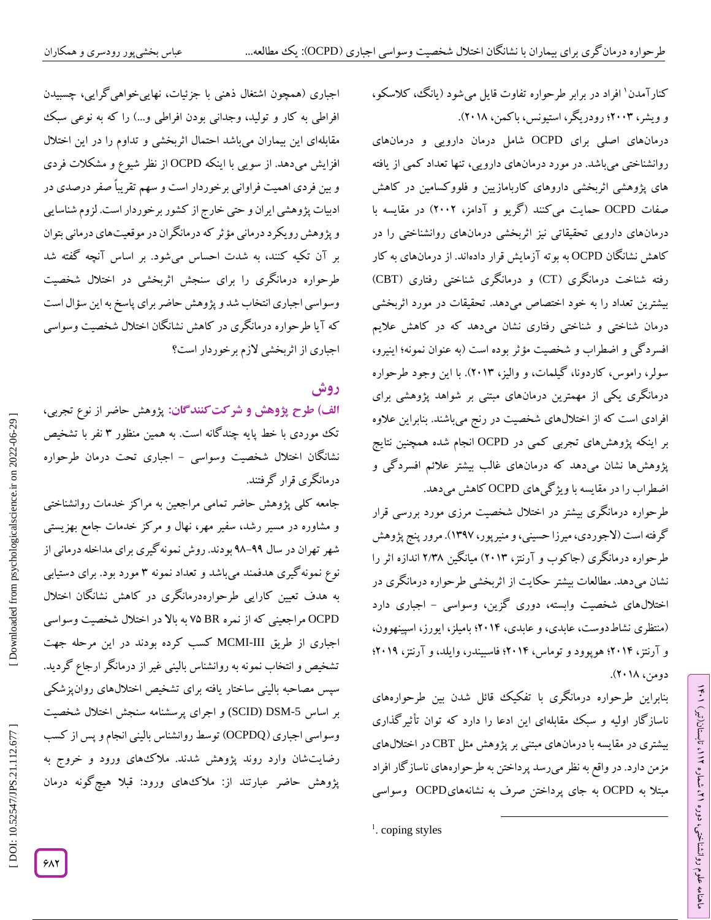کنارآمدن[1] افراد در برابر طرحواره تفاوت قایل می‌شود (یانگ، کلاسکو، و ویشر، ۲۰۰۳؛ رودریگر، استیونس، باکمن، ۲۰۱۸).

درمان‌های اصلی برای OCPD شامل درمان دارویی و درمان‌های روانشناختی می‌باشد. در مورد درمان‌های دارویی، تنها تعداد کمی از یافته های پژوهشی اثربخشی داروهای کاربامازیین و فلووکسامین در کاهش صفات OCPD حمایت می‌کنند (گریو و آدامز، ۲۰۰۲) در مقایسه با درمان‌های دارویی تحقیقاتی نیز اثربخشی درمان‌های روانشناختی را در کاهش نشانگان OCPD به بوته آزمایش قرار داده‌اند. از درمان‌های به کار رفته شناخت درمانگری (CT) و درمانگری شناختی رفتاری (CBT) بیشترین تعداد را به خود اختصاص می‌دهد. تحقیقات در مورد اثربخشی درمان شناختی و شناختی رفتاری نشان می‌دهد که در کاهش علایم افسردگی و اضطراب و شخصیت مؤثر بوده است (به عنوان نمونه؛ اینیرو، سولر، راموس، کاردونا، گیلمات، و والیز، ۲۰۱۳). با این وجود طرحواره درمانگری یکی از مهمترین درمان‌های مبتنی بر شواهد پژوهشی برای افرادی است که از اختلال‌های شخصیت در رنج می‌باشند. بنابراین علاوه بر اینکه پژوهش‌های تجربی کمی در OCPD انجام شده همچنین نتایج پژوهش‌ها نشان می‌دهد که درمان‌های غالب بیشتر علائم افسردگی و اضطراب را در مقایسه با ویژگی‌های OCPD کاهش می‌دهد.

طرحواره درمانگری بیشتر در اختلال شخصیت مرزی مورد بررسی قرار گرفته است (لاجوردی، میرزا حسینی، و منیرپور، ۱۳۹۷). مرور پنج پژوهش طرحواره درمانگری (جاکوب و آرنتز، ۲۰۱۳) میانگین ۲/۳۸ اندازه اثر را نشان می‌دهد. مطالعات بیشتر حکایت از اثربخشی طرحواره درمانگری در اختلال‌های شخصیت وابسته، دوری گزین، وسواسی - اجباری دارد (منتظری نشاط‌دوست، عابدی، و عابدی، ۲۰۱۴؛ بامیلز، ایورز، اسپینهوون، و آرنتز، ۲۰۱۴؛ هوپوود و توماس، ۲۰۱۴؛ فاسبیندر، وایلد، و آرنتز، ۲۰۱۹؛ دومن، ۲۰۱۸).

بنابراین طرحواره درمانگری با تفکیک قائل شدن بین طرحواره‌های ناسازگار اولیه و سبک مقابله‌ای این ادعا را دارد که توان تأثیرگذاری بیشتری در مقایسه با درمان‌های مبتنی بر پژوهش مثل CBT در اختلال‌های مزمن دارد. در واقع به نظر می‌رسد پرداختن به طرحواره‌های ناسازگار افراد مبتلا به OCPD به جای پرداختن صرف به نشانه‌های OCPD وسواسی اجباری (همچون اشتغال ذهنی با جزئیات، نهایی‌خواهی گرایی، چسبیدن افراطی به کار و تولید، وجدانی بودن افراطی و...) را که به نوعی سبک مقابله‌ای این بیماران می‌باشد احتمال اثربخشی و تداوم را در این اختلال افزایش می‌دهد. از سویی با اینکه OCPD از نظر شیوع و مشکلات فردی و بین فردی اهمیت فراوانی برخوردار است و سهم تقریباً صفر درصدی در ادبیات پژوهشی ایران و حتی خارج از کشور برخوردار است. لزوم شناسایی و پژوهش رویکرد درمانی مؤثر که درمانگران در موقعیت‌های درمانی بتوان بر آن تکیه کنند، به شدت احساس می‌شود. بر اساس آنچه گفته شد طرحواره درمانگری را برای سنجش اثربخشی در اختلال شخصیت وسواسی اجباری انتخاب شد و پژوهش حاضر برای پاسخ به این سؤال است که آیا طرحواره درمانگری در کاهش نشانگان اختلال شخصیت وسواسی اجباری از اثربخشی لازم برخوردار است؟

## روش

**الف) طرح پژوهش و شرکت‌کنندگان:** پژوهش حاضر از نوع تجربی، تک موردی با خط پایه چندگانه است. به همین منظور ۳ نفر با تشخیص نشانگان اختلال شخصیت وسواسی - اجباری تحت درمان طرحواره درمانگری قرار گرفتند.

جامعه کلی پژوهش حاضر تمامی مراجعین به مراکز خدمات روانشناختی و مشاوره در مسیر رشد، سفیر مهر، نهال و مرکز خدمات جامع بهزیستی شهر تهران در سال ۹۹-۹۸ بودند. روش نمونه‌گیری برای مداخله درمانی از نوع نمونه‌گیری هدفمند می‌باشد و تعداد نمونه ۳ مورد بود. برای دستیابی به هدف تعیین کارایی طرحواره‌درمانگری در کاهش نشانگان اختلال OCPD مراجعینی که از نمره BR ۷۵ به بالا در اختلال شخصیت وسواسی اجباری از طریق MCMI-III کسب کرده بودند در این مرحله جهت تشخیص و انتخاب نمونه به روانشناس بالینی غیر از درمانگر ارجاع گردید. سپس مصاحبه بالینی ساختار یافته برای تشخیص اختلال‌های روان‌پزشکی بر اساس DSM-5 (SCID) و اجرای پرسشنامه سنجش اختلال شخصیت وسواسی اجباری (OCPDQ) توسط روانشناس بالینی انجام و پس از کسب رضایت‌شان وارد روند پژوهش شدند. ملاک‌های ورود و خروج به پژوهش حاضر عبارتند از: ملاک‌های ورود: قبلا هیچ‌گونه درمان

---

[1]. coping styles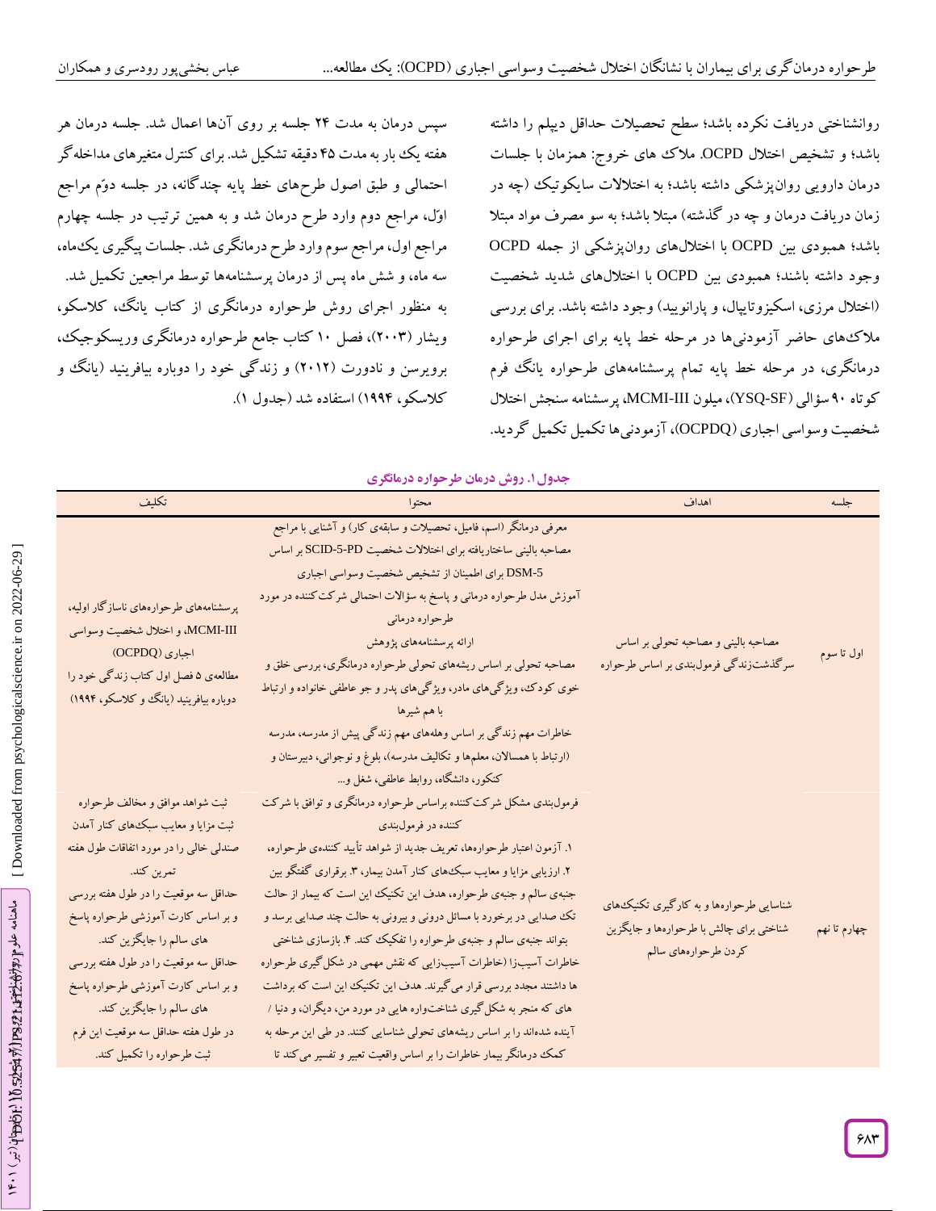روانشناختی دریافت نکرده باشد؛ سطح تحصیلات حداقل دیپلم را داشته باشد؛ و تشخیص اختلال OCPD. ملاک های خروج: همزمان با جلسات درمان دارویی روان‌پزشکی داشته باشد؛ به اختلالات سایکوتیک (چه در زمان دریافت درمان و چه در گذشته) مبتلا باشد؛ به سو مصرف مواد مبتلا باشد؛ همبودی بین OCPD با اختلال‌های روان‌پزشکی از جمله OCPD وجود داشته باشند؛ همبودی بین OCPD با اختلال‌های شدید شخصیت (اختلال مرزی، اسکیزوتایپال، و پارانویید) وجود داشته باشد. برای بررسی ملاک‌های حاضر آزمودنی‌ها در مرحله خط پایه برای اجرای طرحواره درمانگری، در مرحله خط پایه تمام پرسشنامه‌های طرحواره یانگ فرم کوتاه ۹۰ سؤالی (YSQ-SF)، میلون MCMI-III، پرسشنامه سنجش اختلال شخصیت وسواسی اجباری (OCPDQ)، آزمودنی‌ها تکمیل تکمیل گردید.

سپس درمان به مدت ۲۴ جلسه بر روی آن‌ها اعمال شد. جلسه درمان هر هفته یک بار به مدت ۴۵ دقیقه تشکیل شد. برای کنترل متغیرهای مداخله‌گر احتمالی و طبق اصول طرح‌های خط پایه چندگانه، در جلسه دوّم مراجع اوّل، مراجع دوم وارد طرح درمان شد و به همین ترتیب در جلسه چهارم مراجع اول، مراجع سوم وارد طرح درمانگری شد. جلسات پیگیری یک‌ماه، سه ماه، و شش ماه پس از درمان پرسشنامه‌ها توسط مراجعین تکمیل شد. به منظور اجرای روش طرحواره درمانگری از کتاب یانگ، کلاسکو، ویشار (۲۰۰۳)، فصل ۱۰ کتاب جامع طرحواره درمانگری وریسکوجیک، برویرسن و نادورت (۲۰۱۲) و زندگی خود را دوباره بیافرینید (یانگ و کلاسکو، ۱۹۹۴) استفاده شد (جدول ۱).

**جدول ۱. روش درمان طرحواره درمانگری**

| جلسه | اهداف | محتوا | تکلیف |
|---|---|---|---|
| اول تا سوم | مصاحبه بالینی و مصاحبه تحولی بر اساس سرگذشت‌زندگی فرمول‌بندی بر اساس طرحواره | معرفی درمانگر (اسم، فامیل، تحصیلات و سابقه‌ی کار) و آشنایی با مراجع<br>مصاحبه بالینی ساختاریافته برای اختلالات شخصیت SCID-5-PD بر اساس DSM-5 برای اطمینان از تشخیص شخصیت وسواسی اجباری<br>آموزش مدل طرحواره درمانی و پاسخ به سؤالات احتمالی شرکت‌کننده در مورد طرحواره درمانی<br>ارائه پرسشنامه‌های پژوهش<br>مصاحبه تحولی بر اساس ریشه‌های تحولی طرحواره درمانگری، بررسی خلق و خوی کودک، ویژگی‌های مادر، ویژگی‌های پدر و جو عاطفی خانواده و ارتباط با هم شیرها<br>خاطرات مهم زندگی بر اساس وهله‌های مهم زندگی پیش از مدرسه، مدرسه (ارتباط با همسالان، معلم‌ها و تکالیف مدرسه)، بلوغ و نوجوانی، دبیرستان و کنکور، دانشگاه، روابط عاطفی، شغل و... | پرسشنامه‌های طرحواره‌های ناسازگار اولیه، MCMI-III، و اختلال شخصیت وسواسی اجباری (OCPDQ)<br>مطالعه‌ی ۵ فصل اول کتاب زندگی خود را دوباره بیافرینید (یانگ و کلاسکو، ۱۹۹۴) |
| چهارم تا نهم | شناسایی طرحواره‌ها و به کارگیری تکنیک‌های شناختی برای چالش با طرحواره‌ها و جایگزین کردن طرحواره‌های سالم | فرمول‌بندی مشکل شرکت‌کننده براساس طرحواره درمانگری و توافق با شرکت کننده در فرمول‌بندی<br>۱. آزمون اعتبار طرحواره‌ها، تعریف جدید از شواهد تأیید کننده‌ی طرحواره، ۲. ارزیابی مزایا و معایب سبک‌های کنار آمدن بیمار، ۳. برقراری گفتگو بین جنبه‌ی سالم و جنبه‌ی طرحواره، هدف این تکنیک این است که بیمار از حالت تک صدایی در برخورد با مسائل درونی و بیرونی به حالت چند صدایی برسد و بتواند جنبه‌ی سالم و جنبه‌ی طرحواره را تفکیک کند. ۴. بازسازی شناختی خاطرات آسیب‌زا (خاطرات آسیب‌زایی که نقش مهمی در شکل‌گیری طرحواره ها داشتند مجدد بررسی قرار می‌گیرند. هدف این تکنیک این است که برداشت های که منجر به شکل‌گیری شناخت‌واره هایی در مورد من، دیگران، و دنیا / آینده شده‌اند را بر اساس ریشه‌های تحولی شناسایی کنند. در طی این مرحله به کمک درمانگر بیمار خاطرات را بر اساس واقعیت تعبیر و تفسیر می‌کند تا | ثبت شواهد موافق و مخالف طرحواره<br>ثبت مزایا و معایب سبک‌های کنار آمدن<br>صندلی خالی را در مورد اتفاقات طول هفته تمرین کند.<br>حداقل سه موقعیت را در طول هفته بررسی و بر اساس کارت آموزشی طرحواره پاسخ های سالم را جایگزین کند.<br>حداقل سه موقعیت را در طول هفته بررسی و بر اساس کارت آموزشی طرحواره پاسخ های سالم را جایگزین کنند.<br>در طول هفته حداقل سه موقعیت این فرم ثبت طرحواره را تکمیل کند. |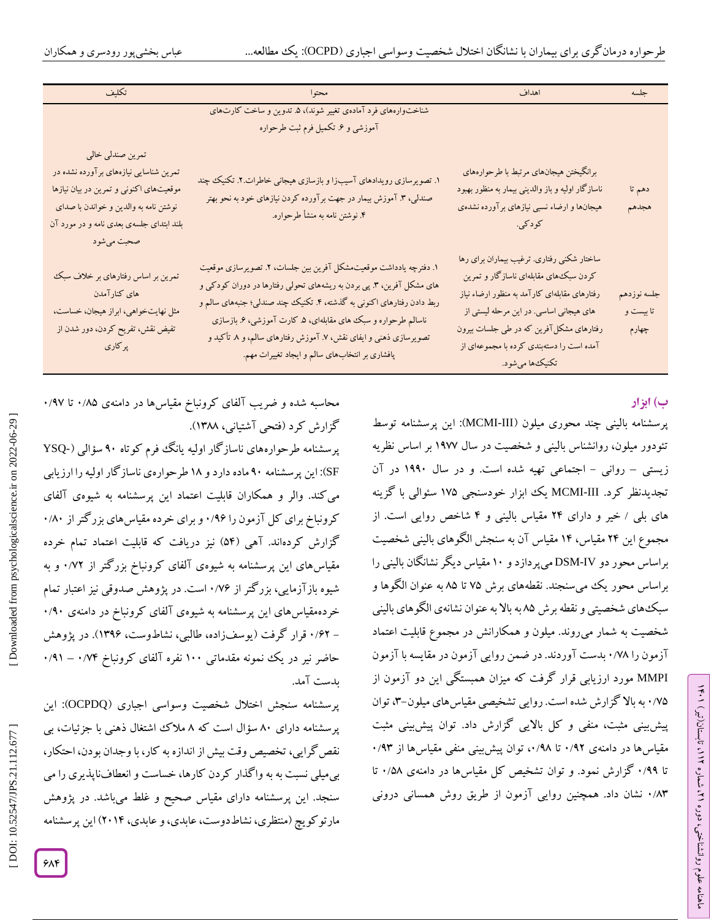| جلسه | اهداف | محتوا | تکلیف |
|---|---|---|---|
| | | شناخت‌واره‌های فرد آماده‌ی تغییر شوند)، ۵. تدوین و ساخت کارت‌های آموزشی و ۶. تکمیل فرم ثبت طرحواره | |
| دهم تا هجدهم | برانگیختن هیجان‌های مرتبط با طرحواره‌های ناسازگار اولیه و باز والدینی بیمار به منظور بهبود هیجان‌ها و ارضاء نسبی نیازهای برآورده نشده‌ی کودکی. | ۱. تصویرسازی رویدادهای آسیب‌زا و بازسازی هیجانی خاطرات.۲. تکنیک چند صندلی، ۳. آموزش بیمار در جهت برآورده کردن نیازهای خود به نحو بهتر ۴. نوشتن نامه به منشأ طرحواره. | تمرین صندلی خالی تمرین شناسایی نیازهای برآورده نشده در موقعیت‌های اکنونی و تمرین در بیان نیازها نوشتن نامه به والدین و خواندن با صدای بلند ابتدای جلسه‌ی بعدی نامه و در مورد آن صحبت می‌شود |
| جلسه نوزدهم تا بیست و چهارم | ساختار شکنی رفتاری. ترغیب بیماران برای رها کردن سبک‌های مقابله‌ای ناسازگار و تمرین رفتارهای مقابله‌ای کارآمد به منظور ارضاء نیاز های هیجانی اساسی. در این مرحله لیستی از رفتارهای مشکل‌آفرین که در طی جلسات بیرون آمده است را دسته‌بندی کرده با مجموعه‌ای از تکنیک‌ها می‌شود. | ۱. دفترچه یادداشت موقعیت‌مشکل آفرین بین جلسات، ۲. تصویرسازی موقعیت های مشکل آفرین، ۳. پی بردن به ریشه‌های تحولی رفتارها در دوران کودکی و ربط دادن رفتارهای اکنونی به گذشته، ۴. تکنیک چند صندلی؛ جنبه‌های سالم و ناسالم طرحواره و سبک های مقابله‌ای، ۵. کارت آموزشی، ۶. بازسازی تصویرسازی ذهنی و ایفای نقش، ۷. آموزش رفتارهای سالم، و ۸. تأکید و پافشاری بر انتخاب‌های سالم و ایجاد تغییرات مهم. | تمرین بر اساس رفتارهای بر خلاف سبک های کنارآمدن مثل نهایت‌خواهی، ابراز هیجان، خساست، تفیض نقش، تفریح کردن، دور شدن از پرکاری |

## ب) ابزار

پرسشنامه بالینی چند محوری میلون (MCMI-III): این پرسشنامه توسط تئودور میلون، روانشناس بالینی و شخصیت در سال ۱۹۷۷ بر اساس نظریه زیستی – روانی – اجتماعی تهیه شده است. و در سال ۱۹۹۰ در آن تجدیدنظر کرد. MCMI-III یک ابزار خودسنجی ۱۷۵ سئوالی با گزینه های بلی / خیر و دارای ۲۴ مقیاس بالینی و ۴ شاخص روایی است. از مجموع این ۲۴ مقیاس، ۱۴ مقیاس آن به سنجش الگوهای بالینی شخصیت براساس محور دو DSM-IV می‌پردازد و ۱۰ مقیاس دیگر نشانگان بالینی را براساس محور یک می‌سنجند. نقطه‌های برش ۷۵ تا ۸۵ به عنوان الگوها و سبک‌های شخصیتی و نقطه برش ۸۵ به بالا به عنوان نشانه‌ی الگوهای بالینی شخصیت به شمار می‌روند. میلون و همکارانش در مجموع قابلیت اعتماد آزمون را ۰/۷۸ بدست آوردند. در ضمن روایی آزمون در مقایسه با آزمون MMPI مورد ارزیابی قرار گرفت که میزان همبستگی این دو آزمون از ۰/۷۵ به بالا گزارش شده است. روایی تشخیصی مقیاس‌های میلون-۳، توان پیش‌بینی مثبت، منفی و کل بالایی گزارش داد. توان پیش‌بینی مثبت مقیاس‌ها در دامنه‌ی ۰/۹۲ تا ۰/۹۸، توان پیش‌بینی منفی مقیاس‌ها از ۰/۹۳ تا ۰/۹۹ گزارش نمود. و توان تشخیص کل مقیاس‌ها در دامنه‌ی ۰/۵۸ تا ۰/۸۳ نشان داد. همچنین روایی آزمون از طریق روش همسانی درونی محاسبه شده و ضریب آلفای کرونباخ مقیاس‌ها در دامنه‌ی ۰/۸۵ تا ۰/۹۷ گزارش کرد (فتحی آشتیانی، ۱۳۸۸).

پرسشنامه طرحواره‌های ناسازگار اولیه یانگ فرم کوتاه ۹۰ سؤالی (YSQ-SF): این پرسشنامه ۹۰ ماده دارد و ۱۸ طرحواره‌ی ناسازگار اولیه را ارزیابی می‌کند. والر و همکاران قابلیت اعتماد این پرسشنامه به شیوه‌ی آلفای کرونباخ برای کل آزمون را ۰/۹۶ و برای خرده مقیاس‌های بزرگتر از ۰/۸۰ گزارش کرده‌اند. آهی (۵۴) نیز دریافت که قابلیت اعتماد تمام خرده مقیاس‌های این پرسشنامه به شیوه‌ی آلفای کرونباخ بزرگتر از ۰/۷۲ و به شیوه بازآزمایی، بزرگتر از ۰/۷۶ است. در پژوهش صدوقی نیز اعتبار تمام خرده‌مقیاس‌های این پرسشنامه به شیوه‌ی آلفای کرونباخ در دامنه‌ی ۰/۹۰ – ۰/۶۲ قرار گرفت (یوسف‌زاده، طالبی، نشاط‌وست، ۱۳۹۶). در پژوهش حاضر نیر در یک نمونه مقدماتی ۱۰۰ نفره آلفای کرونباخ ۰/۷۴ – ۰/۹۱ بدست آمد.

پرسشنامه سنجش اختلال شخصیت وسواسی اجباری (OCPDQ): این پرسشنامه دارای ۸۰ سؤال است که ۸ ملاک اشتغال ذهنی با جزئیات، بی نقص‌گرایی، تخصیص وقت بیش از اندازه به کار، با وجدان بودن، احتکار، بی‌میلی نسبت به به واگذار کردن کارها، خساست و انعطاف‌ناپذیری را می سنجد. این پرسشنامه دارای مقیاس صحیح و غلط می‌باشد. در پژوهش مارتوکویچ (منتظری، نشاط‌دوست، عابدی، و عابدی، ۲۰۱۴) این پرسشنامه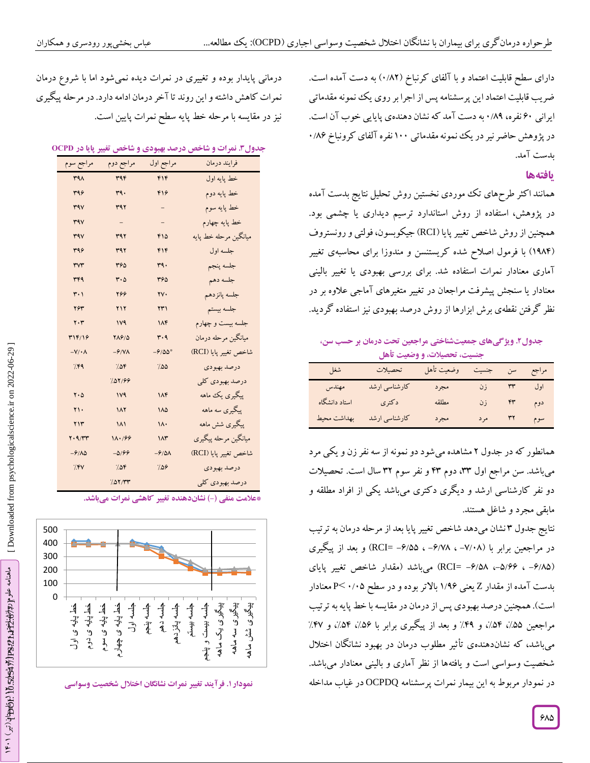دارای سطح قابلیت اعتماد و با آلفای کرنباخ (۰/۸۲) به دست آمده است. ضریب قابلیت اعتماد این پرسشنامه پس از اجرا بر روی یک نمونه مقدماتی ایرانی ۶۰ نفره، ۰/۸۹ به دست آمد که نشان دهنده‌ی پایایی خوب آن است. در پژوهش حاضر نیز در یک نمونه مقدماتی ۱۰۰ نفره آلفای کرونباخ ۰/۸۶ بدست آمد.

## یافته‌ها

همانند اکثر طرح‌های تک موردی نخستین روش تحلیل نتایج بدست آمده در پژوهش، استفاده از روش استاندارد ترسیم دیداری یا چشمی بود. همچنین از روش شاخص تغییر پایا (RCI) جیکوبسون، فولتی و رونستروف (۱۹۸۴) با فرمول اصلاح شده کریستنسن و مندوزا برای محاسبه‌ی تغییر آماری معنادار نمرات استفاده شد. برای بررسی بهبودی یا تغییر بالینی معنادار یا سنجش پیشرفت مراجعان در تغییر متغیرهای آماجی علاوه بر در نظر گرفتن نقطه‌ی برش ابزارها از روش درصد بهبودی نیز استفاده گردید.

**جدول۲. ویژگی‌های جمعیت‌شناختی مراجعین تحت درمان بر حسب سن، جنسیت، تحصیلات، و وضعیت تأهل**

| مراجع | سن | جنسیت | وضعیت تأهل | تحصیلات | شغل |
|---|---|---|---|---|---|
| اول | ۳۳ | زن | مجرد | کارشناسی ارشد | مهندس |
| دوم | ۴۳ | زن | مطلقه | دکتری | استاد دانشگاه |
| سوم | ۳۲ | مرد | مجرد | کارشناسی ارشد | بهداشت محیط |

همانطور که در جدول ۲ مشاهده می‌شود دو نمونه از سه نفر زن و یکی مرد می‌باشد. سن مراجع اول ۳۳، دوم ۴۳ و نفر سوم ۳۲ سال است. تحصیلات دو نفر کارشناسی ارشد و دیگری دکتری می‌باشد یکی از افراد مطلقه و مابقی مجرد و شاغل هستند.

نتایج جدول ۳ نشان می‌دهد شاخص تغییر پایا بعد از مرحله درمان به ترتیب در مراجعین برابر با (۷/۰۸-، ۶/۷۸-، ۶/۵۵- =RCI) و بعد از پیگیری (۶/۸۵-، ۵/۶۶-، ۶/۵۸- =RCI) می‌باشد (مقدار شاخص تغییر پایای بدست آمده از مقدار Z یعنی ۱/۹۶ بالاتر بوده و در سطح P< ۰/۰۵ معنادار است). همچنین درصد بهبودی پس از درمان در مقایسه با خط پایه به ترتیب مراجعین ۵۵٪، ۵۴٪، و ۴۹٪ و بعد از پیگیری برابر با ۵۶٪، ۵۴٪، و ۴۷٪ می‌باشد، که نشان‌دهنده‌ی تأثیر مطلوب درمان در بهبود نشانگان اختلال شخصیت وسواسی است و یافته‌ها از نظر آماری و بالینی معنادار می‌باشد. در نمودار مربوط به این بیمار نمرات پرسشنامه OCPDQ در غیاب مداخله درمانی پایدار بوده و تغییری در نمرات دیده نمی‌شود اما با شروع درمان نمرات کاهش داشته و این روند تا آخر درمان ادامه دارد. در مرحله پیگیری نیز در مقایسه با مرحله خط پایه سطح نمرات پایین است.

**جدول۳. نمرات و شاخص درصد بهبودی و شاخص تغییر پایا در OCPD**

| فرایند درمان | مراجع اول | مراجع دوم | مراجع سوم |
|---|---|---|---|
| خط پایه اول | ۴۱۴ | ۳۹۴ | ۳۹۸ |
| خط پایه دوم | ۴۱۶ | ۳۹۰ | ۳۹۶ |
| خط پایه سوم | – | ۳۹۲ | ۳۹۷ |
| خط پایه چهارم | – | – | ۳۹۷ |
| میانگین مرحله خط پایه | ۴۱۵ | ۳۹۲ | ۳۹۷ |
| جلسه اول | ۴۱۴ | ۳۹۲ | ۳۹۶ |
| جلسه پنجم | ۳۹۰ | ۳۶۵ | ۳۷۳ |
| جلسه دهم | ۳۶۵ | ۳۰۵ | ۳۴۹ |
| جلسه پانزدهم | ۲۷۰ | ۲۶۶ | ۳۰۱ |
| جلسه بیستم | ۲۳۱ | ۲۱۲ | ۲۶۳ |
| جلسه بیست و چهارم | ۱۸۴ | ۱۷۹ | ۲۰۳ |
| میانگین مرحله درمان | ۳۰۹ | ۲۸۶/۵ | ۳۱۴/۱۶ |
| شاخص تغییر پایا (RCI) | *۶/۵۵- | ۶/۷۸- | ۷/۰۸- |
| درصد بهبودی | ٪۵۵ | ٪۵۴ | ٪۴۹ |
| درصد بهبودی کلی | | ٪۵۲/۶۶ | |
| پیگیری یک ماهه | ۱۸۴ | ۱۷۹ | ۲۰۵ |
| پیگیری سه ماهه | ۱۸۵ | ۱۸۲ | ۲۱۰ |
| پیگیری شش ماهه | ۱۸۰ | ۱۸۱ | ۲۱۳ |
| میانگین مرحله پیگیری | ۱۸۳ | ۱۸۰/۶۶ | ۲۰۹/۳۳ |
| شاخص تغییر پایا (RCI) | ۶/۵۸- | ۵/۶۶- | ۶/۸۵- |
| درصد بهبودی | ٪۵۶ | ٪۵۴ | ٪۴۷ |
| درصد بهبودی کلی | | ٪۵۲/۳۳ | |

*علامت منفی (-) نشان‌دهنده تغییر کاهشی نمرات می‌باشد.

نمودار ۱. فرآیند تغییر نمرات نشانگان اختلال شخصیت وسواسی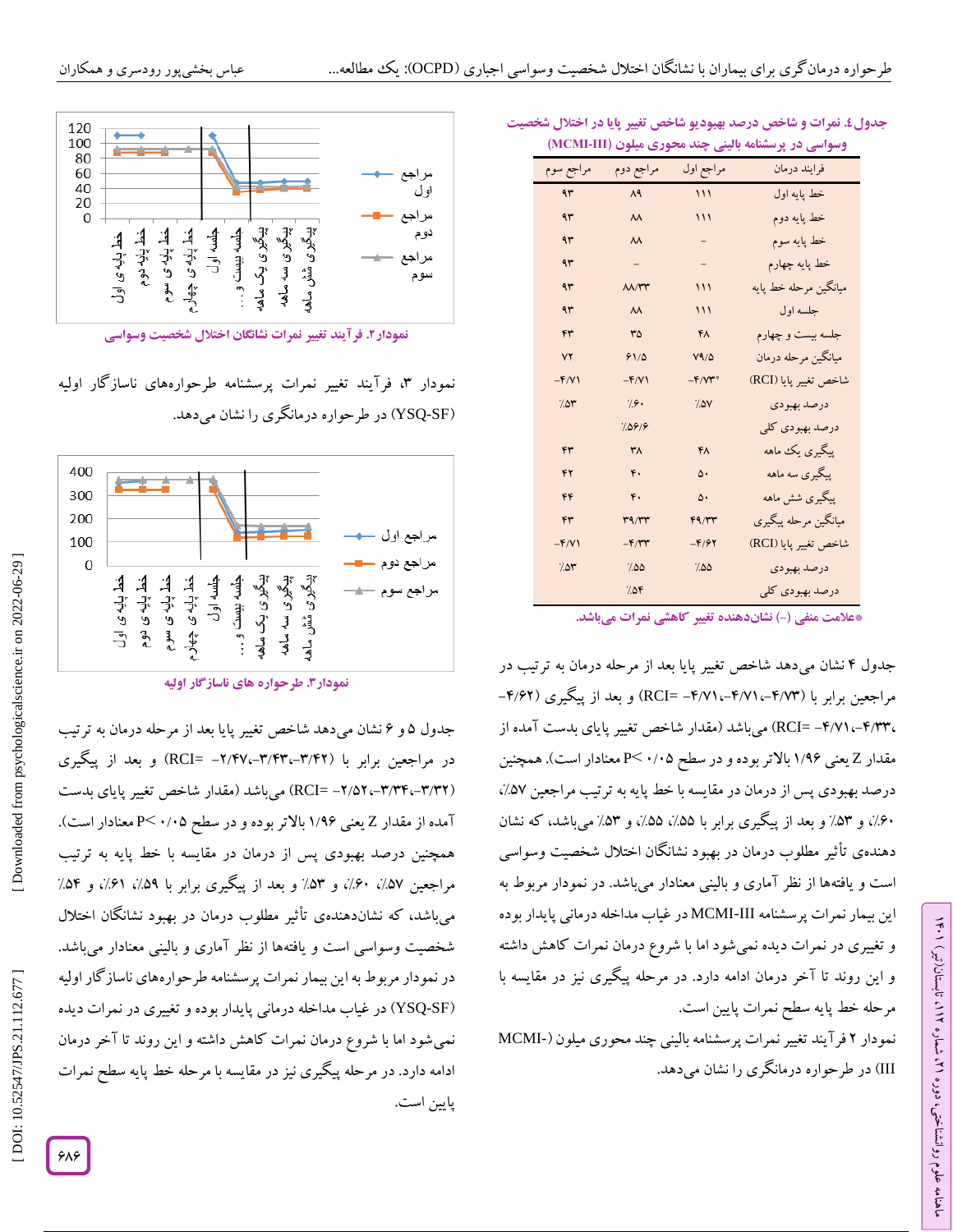جدول ٤. نمرات و شاخص درصد بهبودیو شاخص تغییر پایا در اختلال شخصیت وسواسی در پرسشنامه بالینی چند محوری میلون (MCMI-III)

| فرایند درمان | مراجع اول | مراجع دوم | مراجع سوم |
|---|---|---|---|
| خط پایه اول | ۱۱۱ | ۸۹ | ۹۳ |
| خط پایه دوم | ۱۱۱ | ۸۸ | ۹۳ |
| خط پایه سوم | - | ۸۸ | ۹۳ |
| خط پایه چهارم | - | - | ۹۳ |
| میانگین مرحله خط پایه | ۱۱۱ | ۸۸/۳۳ | ۹۳ |
| جلسه اول | ۱۱۱ | ۸۸ | ۹۳ |
| جلسه بیست و چهارم | ۴۸ | ۳۵ | ۴۳ |
| میانگین مرحله درمان | ۷۹/۵ | ۶۱/۵ | ۷۲ |
| شاخص تغییر پایا (RCI) | -۴/۷۳* | -۴/۷۱ | -۴/۷۱ |
| درصد بهبودی | ٪۵۷ | ٪۶۰ | ٪۵۳ |
| درصد بهبودی کلی | | ٪۵۶/۶ | |
| پیگیری یک ماهه | ۴۸ | ۳۸ | ۴۳ |
| پیگیری سه ماهه | ۵۰ | ۴۰ | ۴۲ |
| پیگیری شش ماهه | ۵۰ | ۴۰ | ۴۴ |
| میانگین مرحله پیگیری | ۴۹/۳۳ | ۳۹/۳۳ | ۴۳ |
| شاخص تغییر پایا (RCI) | -۴/۶۲ | -۴/۳۳ | -۴/۷۱ |
| درصد بهبودی | ٪۵۵ | ٪۵۵ | ٪۵۳ |
| درصد بهبودی کلی | | ٪۵۴ | |

*علامت منفی (-) نشان‌دهنده تغییر کاهشی نمرات می‌باشد.

جدول ۴ نشان می‌دهد شاخص تغییر پایا بعد از مرحله درمان به ترتیب در مراجعین برابر با (۴/۷۳-،۴/۷۱-،۴/۷۱- =RCI) و بعد از پیگیری (۴/۶۲-، ۴/۳۳-،۴/۷۱- =RCI) می‌باشد (مقدار شاخص تغییر پایای بدست آمده از مقدار Z یعنی ۱/۹۶ بالاتر بوده و در سطح ۰/۰۵ >P معنادار است). همچنین درصد بهبودی پس از درمان در مقایسه با خط پایه به ترتیب مراجعین ۵۷٪، ۶۰٪، و ۵۳٪ و بعد از پیگیری برابر با ۵۵٪، ۵۵٪، و ۵۳٪ می‌باشد، که نشان دهنده‌ی تأثیر مطلوب درمان در بهبود نشانگان اختلال شخصیت وسواسی است و یافته‌ها از نظر آماری و بالینی معنادار می‌باشد. در نمودار مربوط به این بیمار نمرات پرسشنامه MCMI-III در غیاب مداخله درمانی پایدار بوده و تغییری در نمرات دیده نمی‌شود اما با شروع درمان نمرات کاهش داشته و این روند تا آخر درمان ادامه دارد. در مرحله پیگیری نیز در مقایسه با مرحله خط پایه سطح نمرات پایین است.

نمودار ۲ فرآیند تغییر نمرات پرسشنامه بالینی چند محوری میلون (MCMI-III) در طرحواره درمانگری را نشان می‌دهد.

نمودار۲. فرآیند تغییر نمرات نشانگان اختلال شخصیت وسواسی

نمودار ۳، فرآیند تغییر نمرات پرسشنامه طرحواره‌های ناسازگار اولیه (YSQ-SF) در طرحواره درمانگری را نشان می‌دهد.

نمودار۳. طرحواره های ناسازگار اولیه

جدول ۵ و ۶ نشان می‌دهد شاخص تغییر پایا بعد از مرحله درمان به ترتیب در مراجعین برابر با (۳/۴۲-،۳/۴۳-،۲/۴۷- =RCI) و بعد از پیگیری (۳/۳۲-،۳/۳۴-،۲/۵۲- =RCI) می‌باشد (مقدار شاخص تغییر پایای بدست آمده از مقدار Z یعنی ۱/۹۶ بالاتر بوده و در سطح ۰/۰۵ >P معنادار است). همچنین درصد بهبودی پس از درمان در مقایسه با خط پایه به ترتیب مراجعین ۵۷٪، ۶۰٪، و ۵۳٪ و بعد از پیگیری برابر با ۵۹٪، ۶۱٪، و ۵۴٪ می‌باشد، که نشان‌دهنده‌ی تأثیر مطلوب درمان در بهبود نشانگان اختلال شخصیت وسواسی است و یافته‌ها از نظر آماری و بالینی معنادار می‌باشد. در نمودار مربوط به این بیمار نمرات پرسشنامه طرحواره‌های ناسازگار اولیه (YSQ-SF) در غیاب مداخله درمانی پایدار بوده و تغییری در نمرات دیده نمی‌شود اما با شروع درمان نمرات کاهش داشته و این روند تا آخر درمان ادامه دارد. در مرحله پیگیری نیز در مقایسه با مرحله خط پایه سطح نمرات پایین است.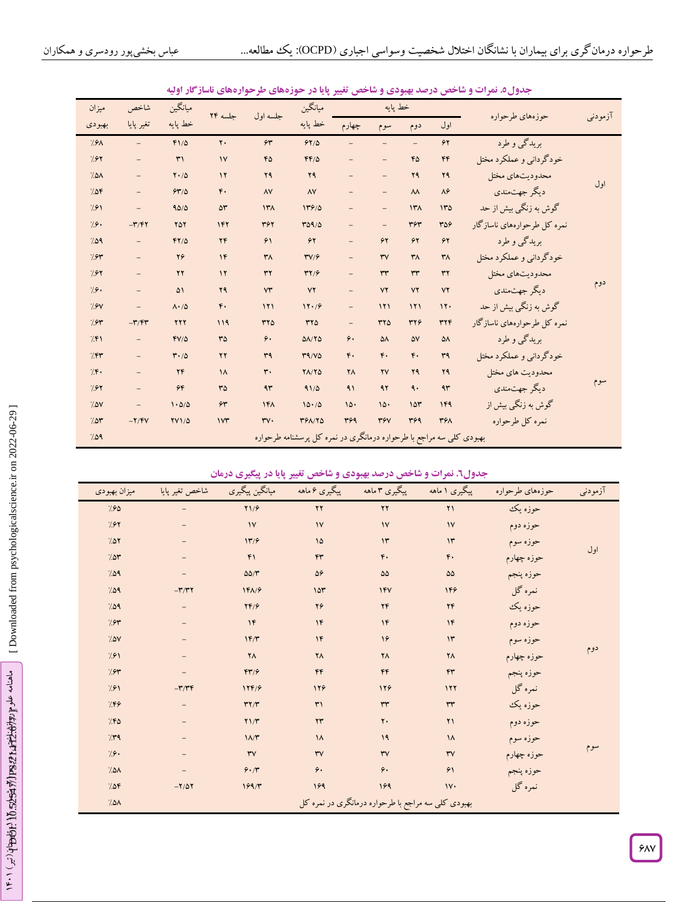**جدول۵. نمرات و شاخص درصد بهبودی و شاخص تغییر پایا در حوزه‌های طرحواره‌های ناسازگار اولیه**

| آزمودنی | حوزه‌های طرحواره | خط پایه اول | خط پایه دوم | خط پایه سوم | خط پایه چهارم | میانگین خط پایه | جلسه اول | جلسه ۲۴ | میانگین خط پایه | شاخص تغیر پایا | میزان بهبودی |
|---|---|---|---|---|---|---|---|---|---|---|---|
| اول | بریدگی و طرد | ۶۲ | – | – | – | ۶۲/۵ | ۶۳ | ۲۰ | ۴۱/۵ | – | ٪۶۸ |
| | خودگردانی و عملکرد مختل | ۴۴ | ۴۵ | – | – | ۴۴/۵ | ۴۵ | ۱۷ | ۳۱ | – | ٪۶۲ |
| | محدودیت‌های مختل | ۲۹ | ۲۹ | – | – | ۲۹ | ۲۹ | ۱۲ | ۲۰/۵ | – | ٪۵۸ |
| | دیگر جهت‌مندی | ۸۶ | ۸۸ | – | – | ۸۷ | ۸۷ | ۴۰ | ۶۳/۵ | – | ٪۵۴ |
| | گوش به زنگی بیش از حد | ۱۳۵ | ۱۳۸ | – | – | ۱۳۶/۵ | ۱۳۸ | ۵۳ | ۹۵/۵ | – | ٪۶۱ |
| | نمره کل طرحواره‌های ناسازگار | ۳۵۶ | ۳۶۳ | – | – | ۳۵۹/۵ | ۳۶۲ | ۱۴۲ | ۲۵۲ | ۳/۴۲- | ٪۶۰ |
| دوم | بریدگی و طرد | ۶۲ | ۶۲ | ۶۲ | – | ۶۲ | ۶۱ | ۲۴ | ۴۲/۵ | – | ٪۵۹ |
| | خودگردانی و عملکرد مختل | ۳۸ | ۳۸ | ۳۷ | – | ۳۷/۶ | ۳۸ | ۱۴ | ۲۶ | – | ٪۶۳ |
| | محدودیت‌های مختل | ۳۲ | ۳۳ | ۳۳ | – | ۳۲/۶ | ۳۲ | ۱۲ | ۲۲ | – | ٪۶۲ |
| | دیگر جهت‌مندی | ۷۲ | ۷۲ | ۷۲ | – | ۷۲ | ۷۳ | ۲۹ | ۵۱ | – | ٪۶۰ |
| | گوش به زنگی بیش از حد | ۱۲۰ | ۱۲۱ | ۱۲۱ | – | ۱۲۰/۶ | ۱۲۱ | ۴۰ | ۸۰/۵ | – | ٪۶۷ |
| | نمره کل طرحواره‌های ناسازگار | ۳۲۴ | ۳۲۶ | ۳۲۵ | – | ۳۲۵ | ۳۲۵ | ۱۱۹ | ۲۲۲ | ۳/۴۳- | ٪۶۳ |
| سوم | بریدگی و طرد | ۵۸ | ۵۷ | ۵۸ | ۶۰ | ۵۸/۲۵ | ۶۰ | ۳۵ | ۴۷/۵ | – | ٪۴۱ |
| | خودگردانی و عملکرد مختل | ۳۹ | ۴۰ | ۴۰ | ۴۰ | ۳۹/۷۵ | ۳۹ | ۲۲ | ۳۰/۵ | – | ٪۴۳ |
| | محدودیت های مختل | ۲۹ | ۲۹ | ۲۷ | ۲۸ | ۲۸/۲۵ | ۳۰ | ۱۸ | ۲۴ | – | ٪۴۰ |
| | دیگر جهت‌مندی | ۹۳ | ۹۰ | ۹۲ | ۹۱ | ۹۱/۵ | ۹۳ | ۳۵ | ۶۴ | – | ٪۶۲ |
| | گوش به زنگی بیش از | ۱۴۹ | ۱۵۳ | ۱۵۰ | ۱۵۰ | ۱۵۰/۵ | ۱۴۸ | ۶۳ | ۱۰۵/۵ | – | ٪۵۷ |
| | نمره کل طرحواره | ۳۶۸ | ۳۶۹ | ۳۶۷ | ۳۶۹ | ۳۶۸/۲۵ | ۳۷۰ | ۱۷۳ | ۲۷۱/۵ | ۲/۴۷- | ٪۵۳ |
| | بهبودی کلی سه مراجع با طرحواره درمانگری در نمره کل پرسشنامه طرحواره | | | | | | | | | | ٪۵۹ |

**جدول٦. نمرات و شاخص درصد بهبودی و شاخص تغییر پایا در پیگیری درمان**

| آزمودنی | حوزه‌های طرحواره | پیگیری ۱ ماهه | پیگیری ۳ ماهه | پیگیری ۶ ماهه | میانگین پیگیری | شاخص تغیر پایا | میزان بهبودی |
|---|---|---|---|---|---|---|---|
| اول | حوزه یک | ۲۱ | ۲۲ | ۲۲ | ۲۱/۶ | – | ٪۶۵ |
| | حوزه دوم | ۱۷ | ۱۷ | ۱۷ | ۱۷ | – | ٪۶۲ |
| | حوزه سوم | ۱۳ | ۱۳ | ۱۵ | ۱۳/۶ | – | ٪۵۲ |
| | حوزه چهارم | ۴۰ | ۴۰ | ۴۳ | ۴۱ | – | ٪۵۳ |
| | حوزه پنجم | ۵۵ | ۵۵ | ۵۶ | ۵۵/۳ | – | ٪۵۹ |
| | نمره گل | ۱۴۶ | ۱۴۷ | ۱۵۳ | ۱۴۸/۶ | ۳/۳۲- | ٪۵۹ |
| دوم | حوزه یک | ۲۴ | ۲۴ | ۲۶ | ۲۴/۶ | – | ٪۵۹ |
| | حوزه دوم | ۱۴ | ۱۴ | ۱۴ | ۱۴ | – | ٪۶۳ |
| | حوزه سوم | ۱۳ | ۱۶ | ۱۴ | ۱۴/۳ | – | ٪۵۷ |
| | حوزه چهارم | ۲۸ | ۲۸ | ۲۸ | ۲۸ | – | ٪۶۱ |
| | حوزه پنجم | ۴۳ | ۴۴ | ۴۴ | ۴۳/۶ | – | ٪۶۳ |
| | نمره گل | ۱۲۲ | ۱۲۶ | ۱۲۶ | ۱۲۴/۶ | ۳/۳۴- | ٪۶۱ |
| سوم | حوزه یک | ۳۳ | ۳۳ | ۳۱ | ۳۲/۳ | – | ٪۴۶ |
| | حوزه دوم | ۲۱ | ۲۰ | ۲۳ | ۲۱/۳ | – | ٪۴۵ |
| | حوزه سوم | ۱۸ | ۱۹ | ۱۸ | ۱۸/۳ | – | ٪۳۹ |
| | حوزه چهارم | ۳۷ | ۳۷ | ۳۷ | ۳۷ | – | ٪۶۰ |
| | حوزه پنجم | ۶۱ | ۶۰ | ۶۰ | ۶۰/۳ | – | ٪۵۸ |
| | نمره گل | ۱۷۰ | ۱۶۹ | ۱۶۹ | ۱۶۹/۳ | ۲/۵۲- | ٪۵۴ |
| | بهبودی کلی سه مراجع با طرحواره درمانگری در نمره کل | | | | | | ٪۵۸ |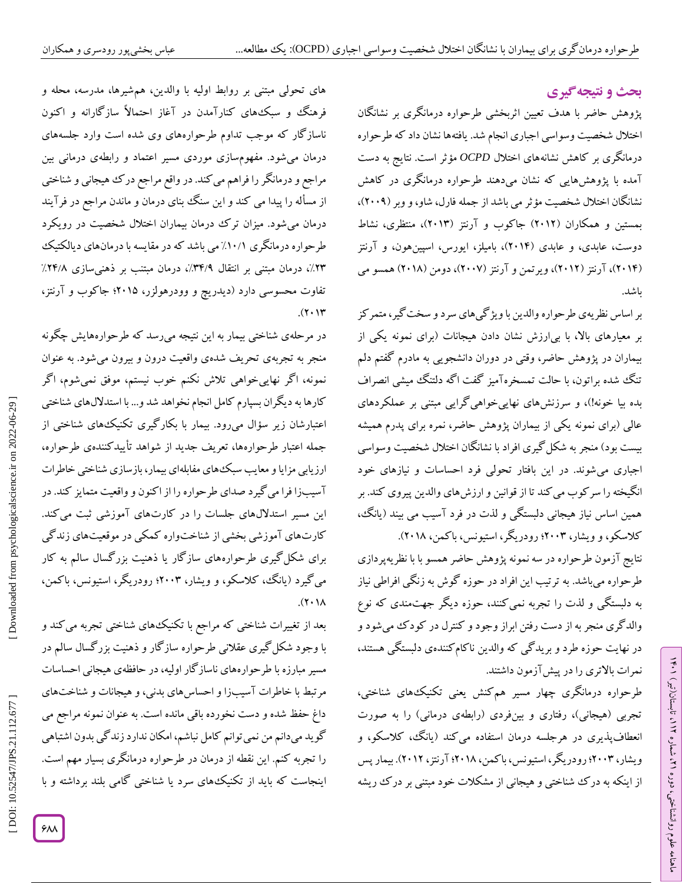## بحث و نتیجه‌گیری

پژوهش حاضر با هدف تعیین اثربخشی طرحواره درمانگری بر نشانگان اختلال شخصیت وسواسی اجباری انجام شد. یافته‌ها نشان داد که طرحواره درمانگری بر کاهش نشانه‌های اختلال *OCPD* مؤثر است. نتایج به دست آمده با پژوهش‌هایی که نشان می‌دهند طرحواره درمانگری در کاهش نشانگان اختلال شخصیت مؤثر می باشد از جمله فارل، شاو، و وبر (۲۰۰۹)، بمستین و همکاران (۲۰۱۲) جاکوب و آرنتز (۲۰۱۳)، منتظری، نشاط دوست، عابدی، و عابدی (۲۰۱۴)، بامیلز، ایورس، اسپین‌هون، و آرنتز (۲۰۱۴)، آرنتز (۲۰۱۲)، ویرتمن و آرنتز (۲۰۰۷)، دومن (۲۰۱۸) همسو می باشد.

بر اساس نظریه‌ی طرحواره والدین با ویژگی‌های سرد و سخت‌گیر، متمرکز بر معیارهای بالا، با بی‌ارزش نشان دادن هیجانات (برای نمونه یکی از بیماران در پژوهش حاضر، وقتی در دوران دانشجویی به مادرم گفتم دلم تنگ شده براتون، با حالت تمسخره‌آمیز گفت اگه دلتنگ میشی انصراف بده بیا خونه!)، و سرزنش‌های نهایی‌خواهی‌گرایی مبتنی بر عملکردهای عالی (برای نمونه یکی از بیماران پژوهش حاضر، نمره برای پدرم همیشه بیست بود) منجر به شکل‌گیری افراد با نشانگان اختلال شخصیت وسواسی اجباری می‌شوند. در این بافتار تحولی فرد احساسات و نیازهای خود انگیخته را سرکوب می‌کند تا از قوانین و ارزش‌های والدین پیروی کند. بر همین اساس نیاز هیجانی دلبستگی و لذت در فرد آسیب می بیند (یانگ، کلاسکو، و ویشار، ۲۰۰۳؛ رودریگر، استیونس، باکمن، ۲۰۱۸).

نتایج آزمون طرحواره در سه نمونه پژوهش حاضر همسو با با نظریه‌پردازی طرحواره می‌باشد. به ترتیب این افراد در حوزه گوش به زنگی افراطی نیاز به دلبستگی و لذت را تجربه نمی‌کنند، حوزه دیگر جهت‌مندی که نوع والدگری منجر به از دست رفتن ابراز وجود و کنترل در کودک می‌شود و در نهایت حوزه طرد و بریدگی که والدین ناکام‌کننده‌ی دلبستگی هستند، نمرات بالاتری را در پیش‌آزمون داشتند.

طرحواره درمانگری چهار مسیر هم‌کنش یعنی تکنیک‌های شناختی، تجربی (هیجانی)، رفتاری و بین‌فردی (رابطه‌ی درمانی) را به صورت انعطاف‌پذیری در هرجلسه درمان استفاده می‌کند (یانگ، کلاسکو، و ویشار، ۲۰۰۳؛ رودریگر، استیونس، باکمن، ۲۰۱۸؛ آرنتز، ۲۰۱۲). بیمار پس از اینکه به درک شناختی و هیجانی از مشکلات خود مبتنی بر درک ریشه های تحولی مبتنی بر روابط اولیه با والدین، هم‌شیرها، مدرسه، محله و فرهنگ و سبک‌های کنارآمدن در آغاز احتمالاً سازگارانه و اکنون ناسازگار که موجب تداوم طرحواره‌های وی شده است وارد جلسه‌های درمان می‌شود. مفهوم‌سازی موردی مسیر اعتماد و رابطه‌ی درمانی بین مراجع و درمانگر را فراهم می‌کند. در واقع مراجع درک هیجانی و شناختی از مسأله را پیدا می کند و این سنگ بنای درمان و ماندن مراجع در فرآیند درمان می‌شود. میزان ترک درمان بیماران اختلال شخصیت در رویکرد طرحواره درمانگری ۱۰/۱٪ می باشد که در مقایسه با درمان‌های دیالکتیک ۲۳٪، درمان مبتنی بر انتقال ۳۴/۹٪، درمان مبتنب بر ذهنی‌سازی ۲۴/۸٪ تفاوت محسوسی دارد (دیدریچ و وودرهولزر، ۲۰۱۵؛ جاکوب و آرنتز، ۲۰۱۳).

در مرحله‌ی شناختی بیمار به این نتیجه می‌رسد که طرحواره‌هایش چگونه منجر به تجربه‌ی تحریف شده‌ی واقعیت درون و بیرون می‌شود. به عنوان نمونه، اگر نهایی‌خواهی تلاش نکنم خوب نیستم، موفق نمی‌شوم، اگر کارها به دیگران بسپارم کامل انجام نخواهد شد و... با استدلال‌های شناختی اعتبارشان زیر سؤال می‌رود. بیمار با بکارگیری تکنیک‌های شناختی از جمله اعتبار طرحواره‌ها، تعریف جدید از شواهد تأییدکننده‌ی طرحواره، ارزیابی مزایا و معایب سبک‌های مقابله‌ای بیمار، بازسازی شناختی خاطرات آسیب‌زا فرا می‌گیرد صدای طرحواره را از اکنون و واقعیت متمایز کند. در این مسیر استدلال‌های جلسات را در کارت‌های آموزشی ثبت می‌کند. کارت‌های آموزشی بخشی از شناخت‌واره کمکی در موقعیت‌های زندگی برای شکل‌گیری طرحواره‌های سازگار یا ذهنیت بزرگسال سالم به کار می‌گیرد (یانگ، کلاسکو، و ویشار، ۲۰۰۳؛ رودریگر، استیونس، باکمن، ۲۰۱۸).

بعد از تغییرات شناختی که مراجع با تکنیک‌های شناختی تجربه می‌کند و با وجود شکل‌گیری عقلانی طرحواره سازگار و ذهنیت بزرگسال سالم در مسیر مبارزه با طرحواره‌های ناسازگار اولیه، در حافظه‌ی هیجانی احساسات مرتبط با خاطرات آسیب‌زا و احساس‌های بدنی، و هیجانات و شناخت‌های داغ حفظ شده و دست نخورده باقی مانده است. به عنوان نمونه مراجع می گوید می‌دانم من نمی‌توانم کامل نباشم، امکان ندارد زندگی بدون اشتباهی را تجربه کنم. این نقطه از درمان در طرحواره درمانگری بسیار مهم است. اینجاست که باید از تکنیک‌های سرد یا شناختی گامی بلند برداشته و با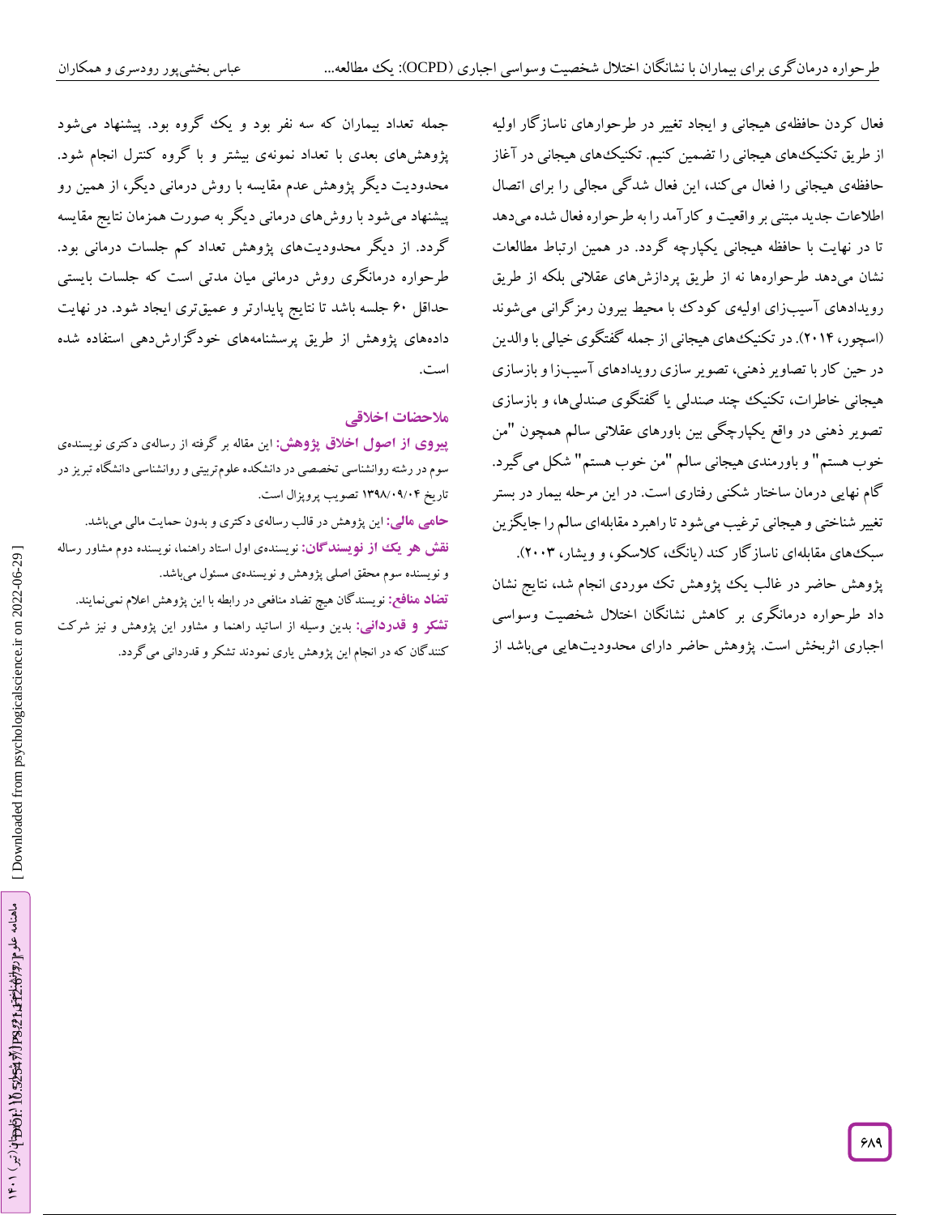فعال کردن حافظه‌ی هیجانی و ایجاد تغییر در طرحوارهای ناسازگار اولیه از طریق تکنیک‌های هیجانی را تضمین کنیم. تکنیک‌های هیجانی در آغاز حافظه‌ی هیجانی را فعال می‌کند، این فعال شدگی مجالی را برای اتصال اطلاعات جدید مبتنی بر واقعیت و کارآمد را به طرحواره فعال شده می‌دهد تا در نهایت با حافظه هیجانی یکپارچه گردد. در همین ارتباط مطالعات نشان می‌دهد طرحواره‌ها نه از طریق پردازش‌های عقلانی بلکه از طریق رویدادهای آسیب‌زای اولیه‌ی کودک با محیط بیرون رمزگرانی می‌شوند (اسچور، ۲۰۱۴). در تکنیک‌های هیجانی از جمله گفتگوی خیالی با والدین در حین کار با تصاویر ذهنی، تصویر سازی رویدادهای آسیب‌زا و بازسازی هیجانی خاطرات، تکنیک چند صندلی یا گفتگوی صندلی‌ها، و بازسازی تصویر ذهنی در واقع یکپارچگی بین باورهای عقلانی سالم همچون "من خوب هستم" و باورمندی هیجانی سالم "من خوب هستم" شکل می‌گیرد. گام نهایی درمان ساختار شکنی رفتاری است. در این مرحله بیمار در بستر تغییر شناختی و هیجانی ترغیب می‌شود تا راهبرد مقابله‌ای سالم را جایگزین سبک‌های مقابله‌ای ناسازگار کند (یانگ، کلاسکو، و ویشار، ۲۰۰۳).

پژوهش حاضر در غالب یک پژوهش تک موردی انجام شد، نتایج نشان داد طرحواره درمانگری بر کاهش نشانگان اختلال شخصیت وسواسی اجباری اثربخش است. پژوهش حاضر دارای محدودیت‌هایی می‌باشد از جمله تعداد بیماران که سه نفر بود و یک گروه بود. پیشنهاد می‌شود پژوهش‌های بعدی با تعداد نمونه‌ی بیشتر و با گروه کنترل انجام شود. محدودیت دیگر پژوهش عدم مقایسه با روش درمانی دیگر، از همین رو پیشنهاد می‌شود با روش‌های درمانی دیگر به صورت همزمان نتایج مقایسه گردد. از دیگر محدودیت‌های پژوهش تعداد کم جلسات درمانی بود. طرحواره درمانگری روش درمانی میان مدتی است که جلسات بایستی حداقل ۶۰ جلسه باشد تا نتایج پایدارتر و عمیق‌تری ایجاد شود. در نهایت داده‌های پژوهش از طریق پرسشنامه‌های خودگزارش‌دهی استفاده شده است.

## ملاحضات اخلاقی

**پیروی از اصول اخلاق پژوهش:** این مقاله بر گرفته از رساله‌ی دکتری نویسنده‌ی سوم در رشته روانشناسی تخصصی در دانشکده علوم‌تربیتی و روانشناسی دانشگاه تبریز در تاریخ ۱۳۹۸/۰۹/۰۴ تصویب پروپزال است.

**حامی مالی:** این پژوهش در قالب رساله‌ی دکتری و بدون حمایت مالی می‌باشد.

**نقش هر یک از نویسندگان:** نویسنده‌ی اول استاد راهنما، نویسنده دوم مشاور رساله و نویسنده سوم محقق اصلی پژوهش و نویسنده‌ی مسئول می‌باشد.

**تضاد منافع:** نویسندگان هیچ تضاد منافعی در رابطه با این پژوهش اعلام نمی‌نمایند.

**تشکر و قدردانی:** بدین وسیله از اساتید راهنما و مشاور این پژوهش و نیز شرکت کنندگان که در انجام این پژوهش یاری نمودند تشکر و قدردانی می‌گردد.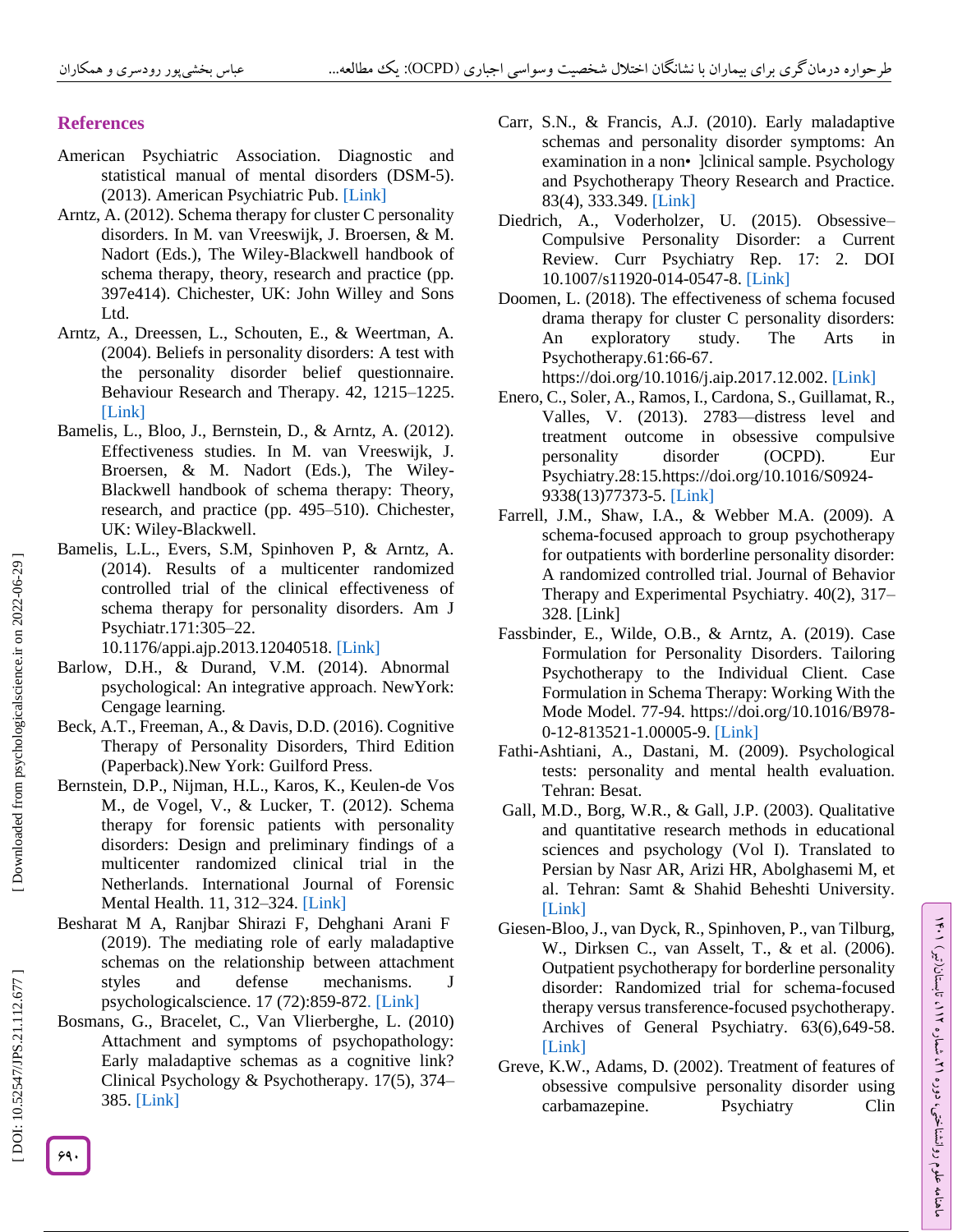## References

American Psychiatric Association. Diagnostic and statistical manual of mental disorders (DSM-5). (2013). American Psychiatric Pub. [Link]

Arntz, A. (2012). Schema therapy for cluster C personality disorders. In M. van Vreeswijk, J. Broersen, & M. Nadort (Eds.), The Wiley-Blackwell handbook of schema therapy, theory, research and practice (pp. 397e414). Chichester, UK: John Willey and Sons Ltd.

Arntz, A., Dreessen, L., Schouten, E., & Weertman, A. (2004). Beliefs in personality disorders: A test with the personality disorder belief questionnaire. Behaviour Research and Therapy. 42, 1215–1225. [Link]

Bamelis, L., Bloo, J., Bernstein, D., & Arntz, A. (2012). Effectiveness studies. In M. van Vreeswijk, J. Broersen, & M. Nadort (Eds.), The Wiley-Blackwell handbook of schema therapy: Theory, research, and practice (pp. 495–510). Chichester, UK: Wiley-Blackwell.

Bamelis, L.L., Evers, S.M, Spinhoven P, & Arntz, A. (2014). Results of a multicenter randomized controlled trial of the clinical effectiveness of schema therapy for personality disorders. Am J Psychiatr.171:305–22. 10.1176/appi.ajp.2013.12040518. [Link]

Barlow, D.H., & Durand, V.M. (2014). Abnormal psychological: An integrative approach. NewYork: Cengage learning.

Beck, A.T., Freeman, A., & Davis, D.D. (2016). Cognitive Therapy of Personality Disorders, Third Edition (Paperback).New York: Guilford Press.

Bernstein, D.P., Nijman, H.L., Karos, K., Keulen-de Vos M., de Vogel, V., & Lucker, T. (2012). Schema therapy for forensic patients with personality disorders: Design and preliminary findings of a multicenter randomized clinical trial in the Netherlands. International Journal of Forensic Mental Health. 11, 312–324. [Link]

Besharat M A, Ranjbar Shirazi F, Dehghani Arani F (2019). The mediating role of early maladaptive schemas on the relationship between attachment styles and defense mechanisms. J psychologicalscience. 17 (72):859-872. [Link]

Bosmans, G., Bracelet, C., Van Vlierberghe, L. (2010) Attachment and symptoms of psychopathology: Early maladaptive schemas as a cognitive link? Clinical Psychology & Psychotherapy. 17(5), 374–385. [Link]

Carr, S.N., & Francis, A.J. (2010). Early maladaptive schemas and personality disorder symptoms: An examination in a non• ]clinical sample. Psychology and Psychotherapy Theory Research and Practice. 83(4), 333.349. [Link]

Diedrich, A., Voderholzer, U. (2015). Obsessive–Compulsive Personality Disorder: a Current Review. Curr Psychiatry Rep. 17: 2. DOI 10.1007/s11920-014-0547-8. [Link]

Doomen, L. (2018). The effectiveness of schema focused drama therapy for cluster C personality disorders: An exploratory study. The Arts in Psychotherapy.61:66-67. https://doi.org/10.1016/j.aip.2017.12.002. [Link]

Enero, C., Soler, A., Ramos, I., Cardona, S., Guillamat, R., Valles, V. (2013). 2783—distress level and treatment outcome in obsessive compulsive personality disorder (OCPD). Eur Psychiatry.28:15.https://doi.org/10.1016/S0924-9338(13)77373-5. [Link]

Farrell, J.M., Shaw, I.A., & Webber M.A. (2009). A schema-focused approach to group psychotherapy for outpatients with borderline personality disorder: A randomized controlled trial. Journal of Behavior Therapy and Experimental Psychiatry. 40(2), 317–328. [Link]

Fassbinder, E., Wilde, O.B., & Arntz, A. (2019). Case Formulation for Personality Disorders. Tailoring Psychotherapy to the Individual Client. Case Formulation in Schema Therapy: Working With the Mode Model. 77-94. https://doi.org/10.1016/B978-0-12-813521-1.00005-9. [Link]

Fathi-Ashtiani, A., Dastani, M. (2009). Psychological tests: personality and mental health evaluation. Tehran: Besat.

Gall, M.D., Borg, W.R., & Gall, J.P. (2003). Qualitative and quantitative research methods in educational sciences and psychology (Vol I). Translated to Persian by Nasr AR, Arizi HR, Abolghasemi M, et al. Tehran: Samt & Shahid Beheshti University. [Link]

Giesen-Bloo, J., van Dyck, R., Spinhoven, P., van Tilburg, W., Dirksen C., van Asselt, T., & et al. (2006). Outpatient psychotherapy for borderline personality disorder: Randomized trial for schema-focused therapy versus transference-focused psychotherapy. Archives of General Psychiatry. 63(6),649-58. [Link]

Greve, K.W., Adams, D. (2002). Treatment of features of obsessive compulsive personality disorder using carbamazepine. Psychiatry Clin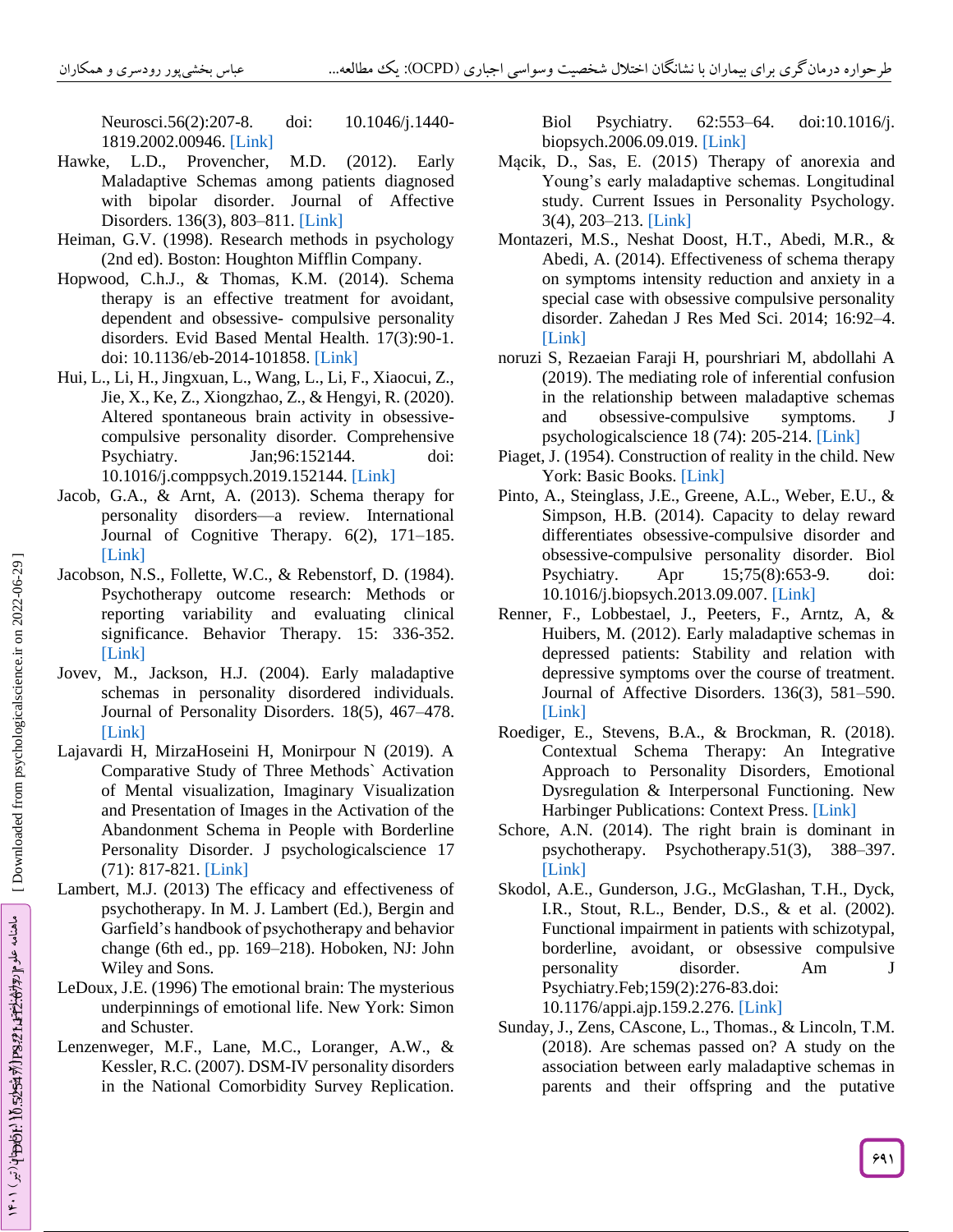Neurosci.56(2):207-8. doi: 10.1046/j.1440-1819.2002.00946. [Link]

Hawke, L.D., Provencher, M.D. (2012). Early Maladaptive Schemas among patients diagnosed with bipolar disorder. Journal of Affective Disorders. 136(3), 803–811. [Link]

Heiman, G.V. (1998). Research methods in psychology (2nd ed). Boston: Houghton Mifflin Company.

Hopwood, C.h.J., & Thomas, K.M. (2014). Schema therapy is an effective treatment for avoidant, dependent and obsessive- compulsive personality disorders. Evid Based Mental Health. 17(3):90-1. doi: 10.1136/eb-2014-101858. [Link]

Hui, L., Li, H., Jingxuan, L., Wang, L., Li, F., Xiaocui, Z., Jie, X., Ke, Z., Xiongzhao, Z., & Hengyi, R. (2020). Altered spontaneous brain activity in obsessive-compulsive personality disorder. Comprehensive Psychiatry. Jan;96:152144. doi: 10.1016/j.comppsych.2019.152144. [Link]

Jacob, G.A., & Arnt, A. (2013). Schema therapy for personality disorders—a review. International Journal of Cognitive Therapy. 6(2), 171–185. [Link]

Jacobson, N.S., Follette, W.C., & Rebenstorf, D. (1984). Psychotherapy outcome research: Methods or reporting variability and evaluating clinical significance. Behavior Therapy. 15: 336-352. [Link]

Jovev, M., Jackson, H.J. (2004). Early maladaptive schemas in personality disordered individuals. Journal of Personality Disorders. 18(5), 467–478. [Link]

Lajavardi H, MirzaHoseini H, Monirpour N (2019). A Comparative Study of Three Methods` Activation of Mental visualization, Imaginary Visualization and Presentation of Images in the Activation of the Abandonment Schema in People with Borderline Personality Disorder. J psychologicalscience 17 (71): 817-821. [Link]

Lambert, M.J. (2013) The efficacy and effectiveness of psychotherapy. In M. J. Lambert (Ed.), Bergin and Garfield's handbook of psychotherapy and behavior change (6th ed., pp. 169–218). Hoboken, NJ: John Wiley and Sons.

LeDoux, J.E. (1996) The emotional brain: The mysterious underpinnings of emotional life. New York: Simon and Schuster.

Lenzenweger, M.F., Lane, M.C., Loranger, A.W., & Kessler, R.C. (2007). DSM-IV personality disorders in the National Comorbidity Survey Replication. Biol Psychiatry. 62:553–64. doi:10.1016/j.biopsych.2006.09.019. [Link]

Mącik, D., Sas, E. (2015) Therapy of anorexia and Young's early maladaptive schemas. Longitudinal study. Current Issues in Personality Psychology. 3(4), 203–213. [Link]

Montazeri, M.S., Neshat Doost, H.T., Abedi, M.R., & Abedi, A. (2014). Effectiveness of schema therapy on symptoms intensity reduction and anxiety in a special case with obsessive compulsive personality disorder. Zahedan J Res Med Sci. 2014; 16:92–4. [Link]

noruzi S, Rezaeian Faraji H, pourshriari M, abdollahi A (2019). The mediating role of inferential confusion in the relationship between maladaptive schemas and obsessive-compulsive symptoms. J psychologicalscience 18 (74): 205-214. [Link]

Piaget, J. (1954). Construction of reality in the child. New York: Basic Books. [Link]

Pinto, A., Steinglass, J.E., Greene, A.L., Weber, E.U., & Simpson, H.B. (2014). Capacity to delay reward differentiates obsessive-compulsive disorder and obsessive-compulsive personality disorder. Biol Psychiatry. Apr 15;75(8):653-9. doi: 10.1016/j.biopsych.2013.09.007. [Link]

Renner, F., Lobbestael, J., Peeters, F., Arntz, A, & Huibers, M. (2012). Early maladaptive schemas in depressed patients: Stability and relation with depressive symptoms over the course of treatment. Journal of Affective Disorders. 136(3), 581–590. [Link]

Roediger, E., Stevens, B.A., & Brockman, R. (2018). Contextual Schema Therapy: An Integrative Approach to Personality Disorders, Emotional Dysregulation & Interpersonal Functioning. New Harbinger Publications: Context Press. [Link]

Schore, A.N. (2014). The right brain is dominant in psychotherapy. Psychotherapy.51(3), 388–397. [Link]

Skodol, A.E., Gunderson, J.G., McGlashan, T.H., Dyck, I.R., Stout, R.L., Bender, D.S., & et al. (2002). Functional impairment in patients with schizotypal, borderline, avoidant, or obsessive compulsive personality disorder. Am J Psychiatry.Feb;159(2):276-83.doi: 10.1176/appi.ajp.159.2.276. [Link]

Sunday, J., Zens, CAscone, L., Thomas., & Lincoln, T.M. (2018). Are schemas passed on? A study on the association between early maladaptive schemas in parents and their offspring and the putative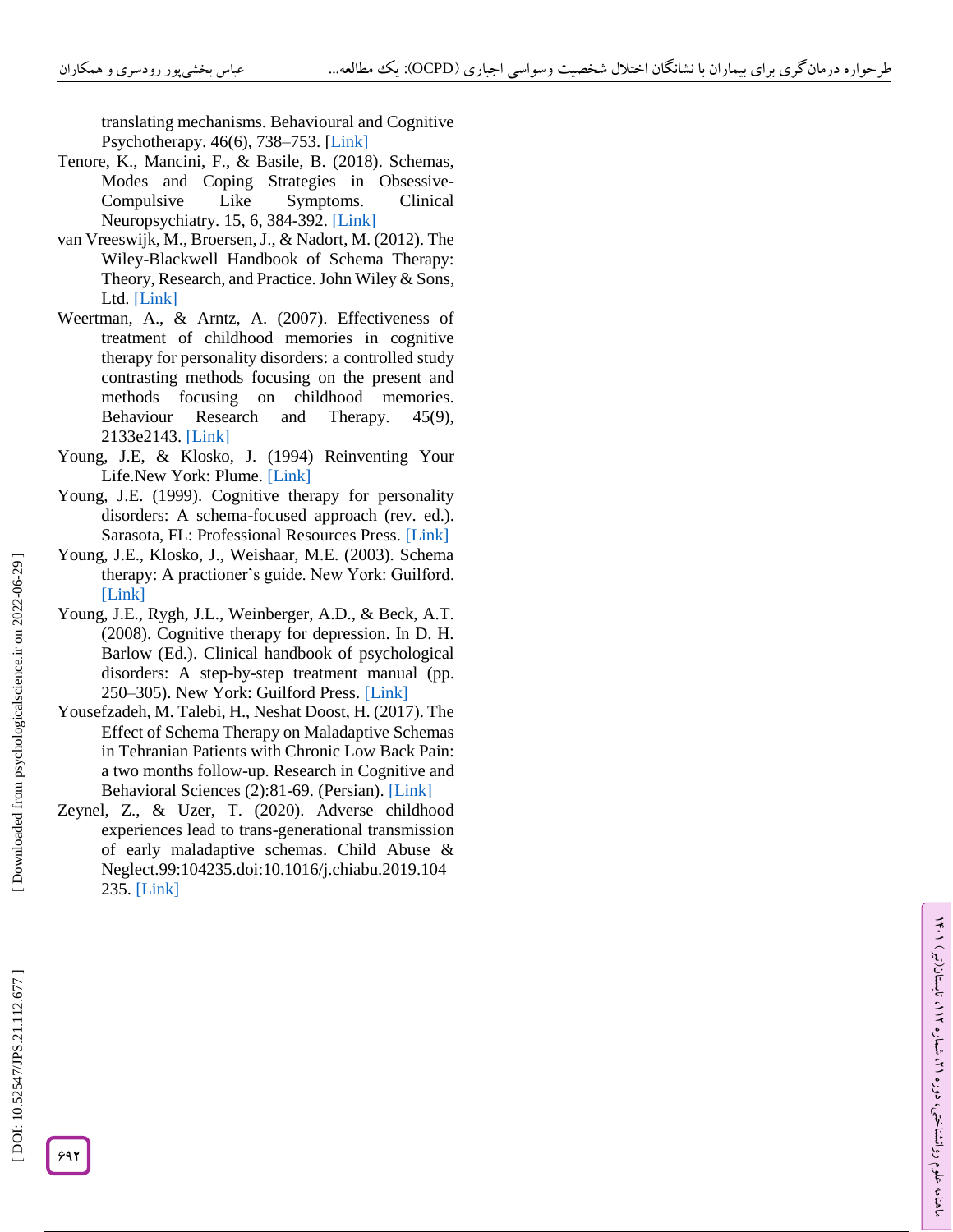translating mechanisms. Behavioural and Cognitive Psychotherapy. 46(6), 738–753. [Link]

Tenore, K., Mancini, F., & Basile, B. (2018). Schemas, Modes and Coping Strategies in Obsessive-Compulsive Like Symptoms. Clinical Neuropsychiatry. 15, 6, 384-392. [Link]

van Vreeswijk, M., Broersen, J., & Nadort, M. (2012). The Wiley-Blackwell Handbook of Schema Therapy: Theory, Research, and Practice. John Wiley & Sons, Ltd. [Link]

Weertman, A., & Arntz, A. (2007). Effectiveness of treatment of childhood memories in cognitive therapy for personality disorders: a controlled study contrasting methods focusing on the present and methods focusing on childhood memories. Behaviour Research and Therapy. 45(9), 2133e2143. [Link]

Young, J.E, & Klosko, J. (1994) Reinventing Your Life.New York: Plume. [Link]

Young, J.E. (1999). Cognitive therapy for personality disorders: A schema-focused approach (rev. ed.). Sarasota, FL: Professional Resources Press. [Link]

Young, J.E., Klosko, J., Weishaar, M.E. (2003). Schema therapy: A practioner's guide. New York: Guilford. [Link]

Young, J.E., Rygh, J.L., Weinberger, A.D., & Beck, A.T. (2008). Cognitive therapy for depression. In D. H. Barlow (Ed.). Clinical handbook of psychological disorders: A step-by-step treatment manual (pp. 250–305). New York: Guilford Press. [Link]

Yousefzadeh, M. Talebi, H., Neshat Doost, H. (2017). The Effect of Schema Therapy on Maladaptive Schemas in Tehranian Patients with Chronic Low Back Pain: a two months follow-up. Research in Cognitive and Behavioral Sciences (2):81-69. (Persian). [Link]

Zeynel, Z., & Uzer, T. (2020). Adverse childhood experiences lead to trans-generational transmission of early maladaptive schemas. Child Abuse & Neglect.99:104235.doi:10.1016/j.chiabu.2019.104 235. [Link]